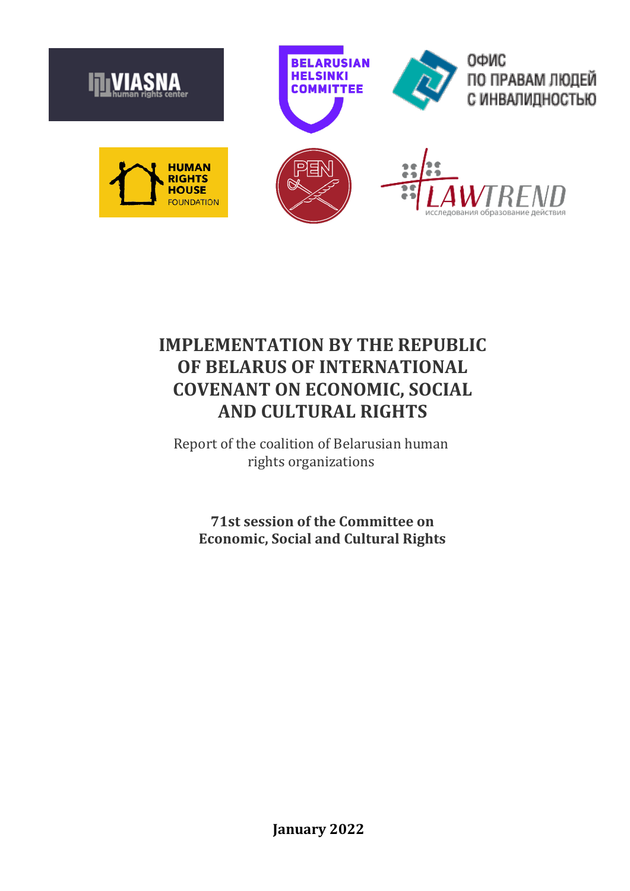# IMPLEMENTATION BY THE REPUBLIC OF BELARUS OF INTERNATIONAL COVENANT ON ECONOMIC, SOCIAL AND CULTURAL RIGHTS

Report of the coalition of Belarusian human rights organizations

**71st session of the Committee on Economic, Social and Cultural Rights**

**January 2022**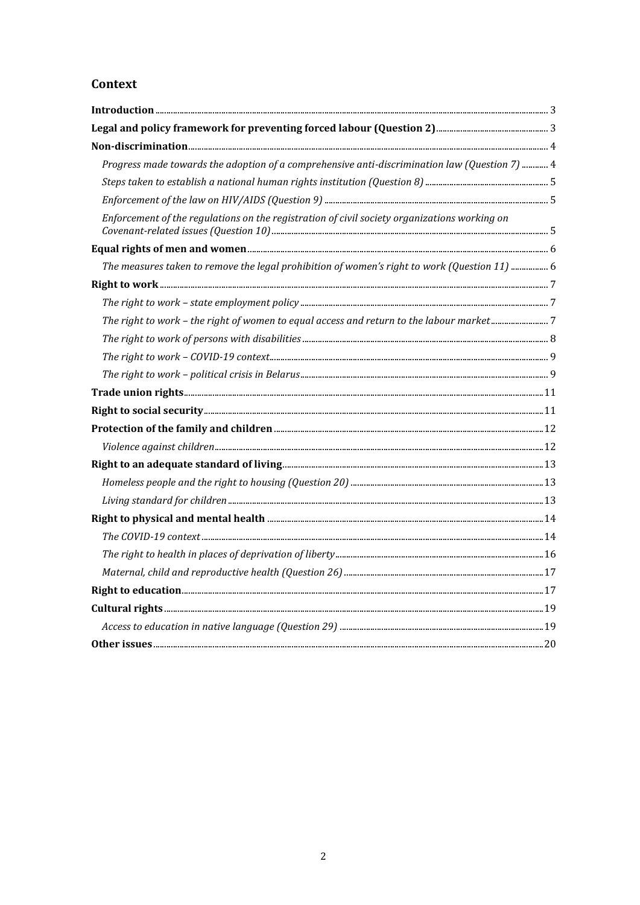## Context

- **Introduction** ... 3
- **Legal and policy framework for preventing forced labour (Question 2)** ... 3
- **Non-discrimination** ... 4
  - *Progress made towards the adoption of a comprehensive anti-discrimination law (Question 7)* ... 4
  - *Steps taken to establish a national human rights institution (Question 8)* ... 5
  - *Enforcement of the law on HIV/AIDS (Question 9)* ... 5
  - *Enforcement of the regulations on the registration of civil society organizations working on Covenant-related issues (Question 10)* ... 5
- **Equal rights of men and women** ... 6
  - *The measures taken to remove the legal prohibition of women's right to work (Question 11)* ... 6
- **Right to work** ... 7
  - *The right to work – state employment policy* ... 7
  - *The right to work – the right of women to equal access and return to the labour market* ... 7
  - *The right to work of persons with disabilities* ... 8
  - *The right to work – COVID-19 context* ... 9
  - *The right to work – political crisis in Belarus* ... 9
- **Trade union rights** ... 11
- **Right to social security** ... 11
- **Protection of the family and children** ... 12
  - *Violence against children* ... 12
- **Right to an adequate standard of living** ... 13
  - *Homeless people and the right to housing (Question 20)* ... 13
  - *Living standard for children* ... 13
- **Right to physical and mental health** ... 14
  - *The COVID-19 context* ... 14
  - *The right to health in places of deprivation of liberty* ... 16
  - *Maternal, child and reproductive health (Question 26)* ... 17
- **Right to education** ... 17
- **Cultural rights** ... 19
  - *Access to education in native language (Question 29)* ... 19
- **Other issues** ... 20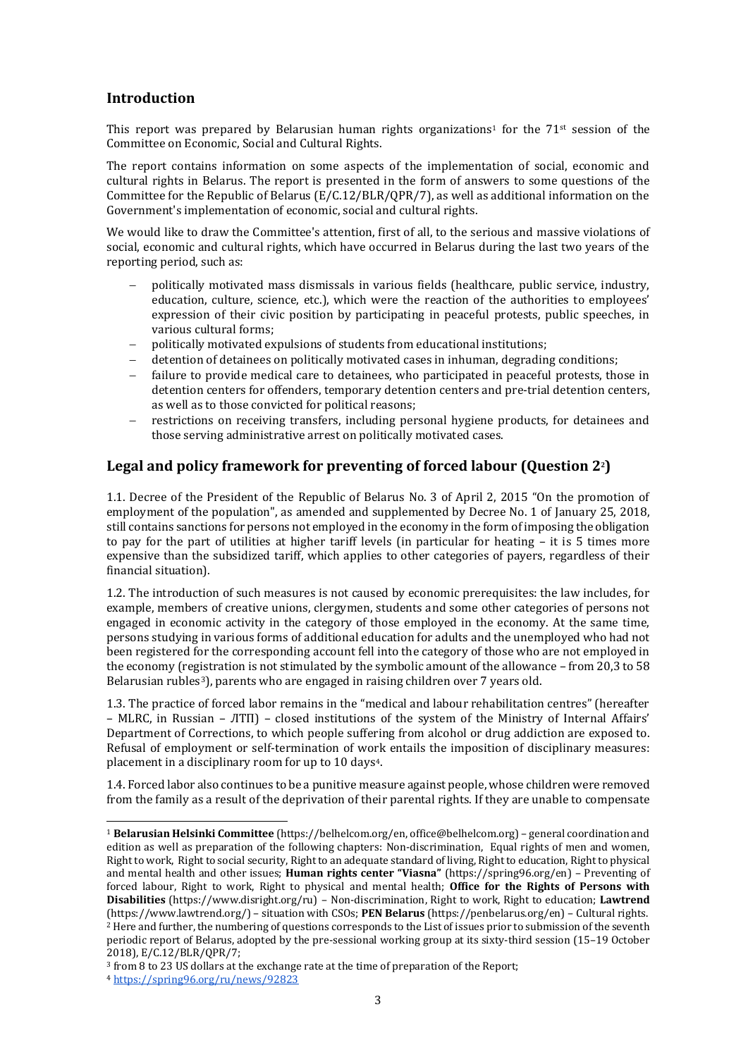## Introduction

This report was prepared by Belarusian human rights organizations[1] for the 71[st] session of the Committee on Economic, Social and Cultural Rights.

The report contains information on some aspects of the implementation of social, economic and cultural rights in Belarus. The report is presented in the form of answers to some questions of the Committee for the Republic of Belarus (E/C.12/BLR/QPR/7), as well as additional information on the Government's implementation of economic, social and cultural rights.

We would like to draw the Committee's attention, first of all, to the serious and massive violations of social, economic and cultural rights, which have occurred in Belarus during the last two years of the reporting period, such as:

- politically motivated mass dismissals in various fields (healthcare, public service, industry, education, culture, science, etc.), which were the reaction of the authorities to employees' expression of their civic position by participating in peaceful protests, public speeches, in various cultural forms;
- politically motivated expulsions of students from educational institutions;
- detention of detainees on politically motivated cases in inhuman, degrading conditions;
- failure to provide medical care to detainees, who participated in peaceful protests, those in detention centers for offenders, temporary detention centers and pre-trial detention centers, as well as to those convicted for political reasons;
- restrictions on receiving transfers, including personal hygiene products, for detainees and those serving administrative arrest on politically motivated cases.

## Legal and policy framework for preventing of forced labour (Question 2[2])

1.1. Decree of the President of the Republic of Belarus No. 3 of April 2, 2015 "On the promotion of employment of the population", as amended and supplemented by Decree No. 1 of January 25, 2018, still contains sanctions for persons not employed in the economy in the form of imposing the obligation to pay for the part of utilities at higher tariff levels (in particular for heating – it is 5 times more expensive than the subsidized tariff, which applies to other categories of payers, regardless of their financial situation).

1.2. The introduction of such measures is not caused by economic prerequisites: the law includes, for example, members of creative unions, clergymen, students and some other categories of persons not engaged in economic activity in the category of those employed in the economy. At the same time, persons studying in various forms of additional education for adults and the unemployed who had not been registered for the corresponding account fell into the category of those who are not employed in the economy (registration is not stimulated by the symbolic amount of the allowance – from 20,3 to 58 Belarusian rubles[3]), parents who are engaged in raising children over 7 years old.

1.3. The practice of forced labor remains in the "medical and labour rehabilitation centres" (hereafter – MLRC, in Russian – ЛТП) – closed institutions of the system of the Ministry of Internal Affairs' Department of Corrections, to which people suffering from alcohol or drug addiction are exposed to. Refusal of employment or self-termination of work entails the imposition of disciplinary measures: placement in a disciplinary room for up to 10 days[4].

1.4. Forced labor also continues to be a punitive measure against people, whose children were removed from the family as a result of the deprivation of their parental rights. If they are unable to compensate

---

[1] **Belarusian Helsinki Committee** (https://belhelcom.org/en, office@belhelcom.org) – general coordination and edition as well as preparation of the following chapters: Non-discrimination, Equal rights of men and women, Right to work, Right to social security, Right to an adequate standard of living, Right to education, Right to physical and mental health and other issues; **Human rights center "Viasna"** (https://spring96.org/en) – Preventing of forced labour, Right to work, Right to physical and mental health; **Office for the Rights of Persons with Disabilities** (https://www.disright.org/ru) – Non-discrimination, Right to work, Right to education; **Lawtrend** (https://www.lawtrend.org/) – situation with CSOs; **PEN Belarus** (https://penbelarus.org/en) – Cultural rights.

[2] Here and further, the numbering of questions corresponds to the List of issues prior to submission of the seventh periodic report of Belarus, adopted by the pre-sessional working group at its sixty-third session (15–19 October 2018), E/C.12/BLR/QPR/7;

[3] from 8 to 23 US dollars at the exchange rate at the time of preparation of the Report;

[4] https://spring96.org/ru/news/92823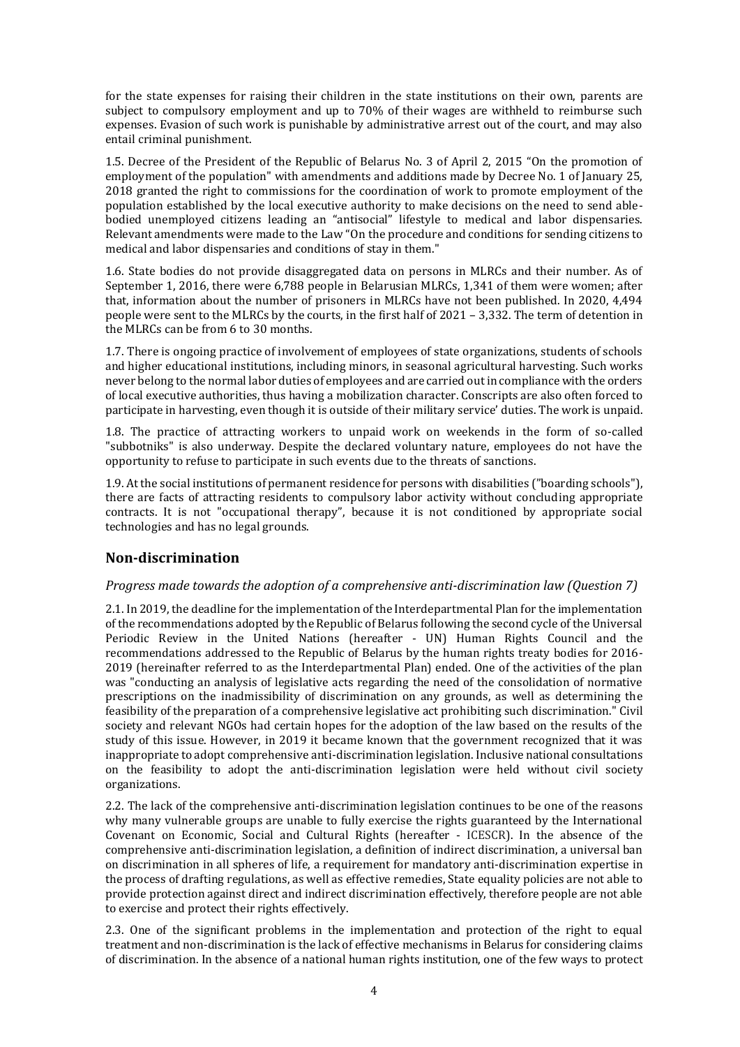for the state expenses for raising their children in the state institutions on their own, parents are subject to compulsory employment and up to 70% of their wages are withheld to reimburse such expenses. Evasion of such work is punishable by administrative arrest out of the court, and may also entail criminal punishment.

1.5. Decree of the President of the Republic of Belarus No. 3 of April 2, 2015 "On the promotion of employment of the population" with amendments and additions made by Decree No. 1 of January 25, 2018 granted the right to commissions for the coordination of work to promote employment of the population established by the local executive authority to make decisions on the need to send able-bodied unemployed citizens leading an "antisocial" lifestyle to medical and labor dispensaries. Relevant amendments were made to the Law "On the procedure and conditions for sending citizens to medical and labor dispensaries and conditions of stay in them."

1.6. State bodies do not provide disaggregated data on persons in MLRCs and their number. As of September 1, 2016, there were 6,788 people in Belarusian MLRCs, 1,341 of them were women; after that, information about the number of prisoners in MLRCs have not been published. In 2020, 4,494 people were sent to the MLRCs by the courts, in the first half of 2021 – 3,332. The term of detention in the MLRCs can be from 6 to 30 months.

1.7. There is ongoing practice of involvement of employees of state organizations, students of schools and higher educational institutions, including minors, in seasonal agricultural harvesting. Such works never belong to the normal labor duties of employees and are carried out in compliance with the orders of local executive authorities, thus having a mobilization character. Conscripts are also often forced to participate in harvesting, even though it is outside of their military service' duties. The work is unpaid.

1.8. The practice of attracting workers to unpaid work on weekends in the form of so-called "subbotniks" is also underway. Despite the declared voluntary nature, employees do not have the opportunity to refuse to participate in such events due to the threats of sanctions.

1.9. At the social institutions of permanent residence for persons with disabilities ("boarding schools"), there are facts of attracting residents to compulsory labor activity without concluding appropriate contracts. It is not "occupational therapy", because it is not conditioned by appropriate social technologies and has no legal grounds.

## Non-discrimination

### *Progress made towards the adoption of a comprehensive anti-discrimination law (Question 7)*

2.1. In 2019, the deadline for the implementation of the Interdepartmental Plan for the implementation of the recommendations adopted by the Republic of Belarus following the second cycle of the Universal Periodic Review in the United Nations (hereafter - UN) Human Rights Council and the recommendations addressed to the Republic of Belarus by the human rights treaty bodies for 2016-2019 (hereinafter referred to as the Interdepartmental Plan) ended. One of the activities of the plan was "conducting an analysis of legislative acts regarding the need of the consolidation of normative prescriptions on the inadmissibility of discrimination on any grounds, as well as determining the feasibility of the preparation of a comprehensive legislative act prohibiting such discrimination." Civil society and relevant NGOs had certain hopes for the adoption of the law based on the results of the study of this issue. However, in 2019 it became known that the government recognized that it was inappropriate to adopt comprehensive anti-discrimination legislation. Inclusive national consultations on the feasibility to adopt the anti-discrimination legislation were held without civil society organizations.

2.2. The lack of the comprehensive anti-discrimination legislation continues to be one of the reasons why many vulnerable groups are unable to fully exercise the rights guaranteed by the International Covenant on Economic, Social and Cultural Rights (hereafter - ICESCR). In the absence of the comprehensive anti-discrimination legislation, a definition of indirect discrimination, a universal ban on discrimination in all spheres of life, a requirement for mandatory anti-discrimination expertise in the process of drafting regulations, as well as effective remedies, State equality policies are not able to provide protection against direct and indirect discrimination effectively, therefore people are not able to exercise and protect their rights effectively.

2.3. One of the significant problems in the implementation and protection of the right to equal treatment and non-discrimination is the lack of effective mechanisms in Belarus for considering claims of discrimination. In the absence of a national human rights institution, one of the few ways to protect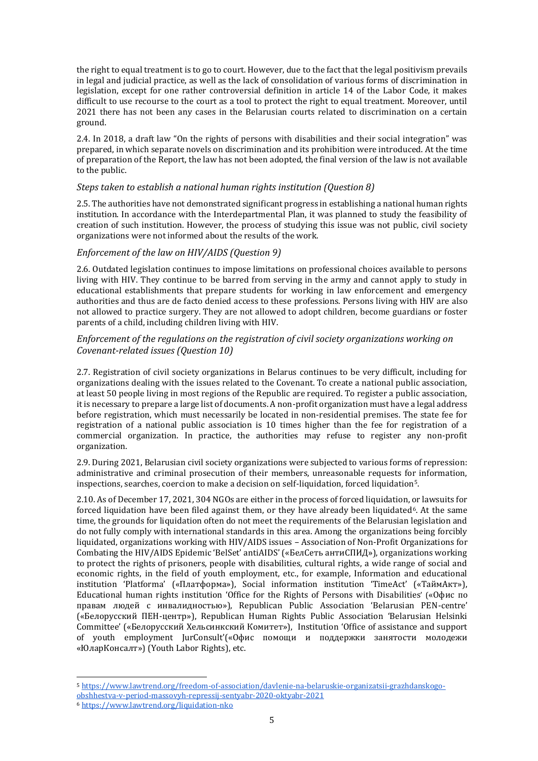the right to equal treatment is to go to court. However, due to the fact that the legal positivism prevails in legal and judicial practice, as well as the lack of consolidation of various forms of discrimination in legislation, except for one rather controversial definition in article 14 of the Labor Code, it makes difficult to use recourse to the court as a tool to protect the right to equal treatment. Moreover, until 2021 there has not been any cases in the Belarusian courts related to discrimination on a certain ground.

2.4. In 2018, a draft law "On the rights of persons with disabilities and their social integration" was prepared, in which separate novels on discrimination and its prohibition were introduced. At the time of preparation of the Report, the law has not been adopted, the final version of the law is not available to the public.

*Steps taken to establish a national human rights institution (Question 8)*

2.5. The authorities have not demonstrated significant progress in establishing a national human rights institution. In accordance with the Interdepartmental Plan, it was planned to study the feasibility of creation of such institution. However, the process of studying this issue was not public, civil society organizations were not informed about the results of the work.

*Enforcement of the law on HIV/AIDS (Question 9)*

2.6. Outdated legislation continues to impose limitations on professional choices available to persons living with HIV. They continue to be barred from serving in the army and cannot apply to study in educational establishments that prepare students for working in law enforcement and emergency authorities and thus are de facto denied access to these professions. Persons living with HIV are also not allowed to practice surgery. They are not allowed to adopt children, become guardians or foster parents of a child, including children living with HIV.

*Enforcement of the regulations on the registration of civil society organizations working on Covenant-related issues (Question 10)*

2.7. Registration of civil society organizations in Belarus continues to be very difficult, including for organizations dealing with the issues related to the Covenant. To create a national public association, at least 50 people living in most regions of the Republic are required. To register a public association, it is necessary to prepare a large list of documents. A non-profit organization must have a legal address before registration, which must necessarily be located in non-residential premises. The state fee for registration of a national public association is 10 times higher than the fee for registration of a commercial organization. In practice, the authorities may refuse to register any non-profit organization.

2.9. During 2021, Belarusian civil society organizations were subjected to various forms of repression: administrative and criminal prosecution of their members, unreasonable requests for information, inspections, searches, coercion to make a decision on self-liquidation, forced liquidation[5].

2.10. As of December 17, 2021, 304 NGOs are either in the process of forced liquidation, or lawsuits for forced liquidation have been filed against them, or they have already been liquidated[6]. At the same time, the grounds for liquidation often do not meet the requirements of the Belarusian legislation and do not fully comply with international standards in this area. Among the organizations being forcibly liquidated, organizations working with HIV/AIDS issues – Association of Non-Profit Organizations for Combating the HIV/AIDS Epidemic 'BelSet' antiAIDS' («БелСеть антиСПИД»), organizations working to protect the rights of prisoners, people with disabilities, cultural rights, a wide range of social and economic rights, in the field of youth employment, etc., for example, Information and educational institution 'Platforma' («Платформа»), Social information institution 'TimeAct' («ТаймАкт»), Educational human rights institution 'Office for the Rights of Persons with Disabilities' («Офис по правам людей с инвалидностью»), Republican Public Association 'Belarusian PEN-centre' («Белорусский ПЕН-центр»), Republican Human Rights Public Association 'Belarusian Helsinki Committee' («Белорусский Хельсинкский Комитет»), Institution 'Office of assistance and support of youth employment JurConsult'(«Офис помощи и поддержки занятости молодежи «ЮларКонсалт») (Youth Labor Rights), etc.

---

[5] https://www.lawtrend.org/freedom-of-association/davlenie-na-belaruskie-organizatsii-grazhdanskogo-obshhestva-v-period-massovyh-repressij-sentyabr-2020-oktyabr-2021

[6] https://www.lawtrend.org/liquidation-nko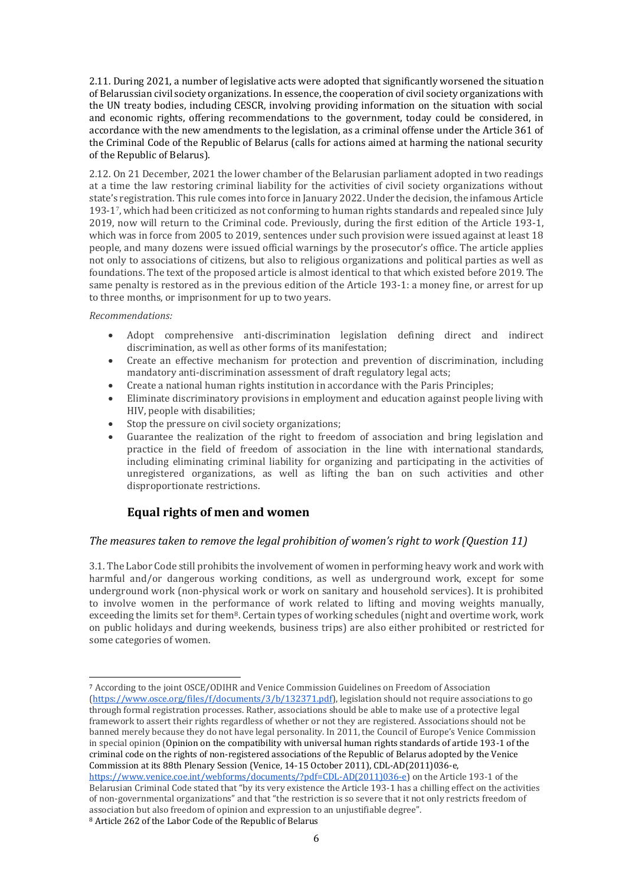2.11. During 2021, a number of legislative acts were adopted that significantly worsened the situation of Belarussian civil society organizations. In essence, the cooperation of civil society organizations with the UN treaty bodies, including CESCR, involving providing information on the situation with social and economic rights, offering recommendations to the government, today could be considered, in accordance with the new amendments to the legislation, as a criminal offense under the Article 361 of the Criminal Code of the Republic of Belarus (calls for actions aimed at harming the national security of the Republic of Belarus).

2.12. On 21 December, 2021 the lower chamber of the Belarusian parliament adopted in two readings at a time the law restoring criminal liability for the activities of civil society organizations without state's registration. This rule comes into force in January 2022. Under the decision, the infamous Article 193-1[7], which had been criticized as not conforming to human rights standards and repealed since July 2019, now will return to the Criminal code. Previously, during the first edition of the Article 193-1, which was in force from 2005 to 2019, sentences under such provision were issued against at least 18 people, and many dozens were issued official warnings by the prosecutor's office. The article applies not only to associations of citizens, but also to religious organizations and political parties as well as foundations. The text of the proposed article is almost identical to that which existed before 2019. The same penalty is restored as in the previous edition of the Article 193-1: a money fine, or arrest for up to three months, or imprisonment for up to two years.

*Recommendations:*

- Adopt comprehensive anti-discrimination legislation defining direct and indirect discrimination, as well as other forms of its manifestation;
- Create an effective mechanism for protection and prevention of discrimination, including mandatory anti-discrimination assessment of draft regulatory legal acts;
- Create a national human rights institution in accordance with the Paris Principles;
- Eliminate discriminatory provisions in employment and education against people living with HIV, people with disabilities;
- Stop the pressure on civil society organizations;
- Guarantee the realization of the right to freedom of association and bring legislation and practice in the field of freedom of association in the line with international standards, including eliminating criminal liability for organizing and participating in the activities of unregistered organizations, as well as lifting the ban on such activities and other disproportionate restrictions.

## Equal rights of men and women

### *The measures taken to remove the legal prohibition of women's right to work (Question 11)*

3.1. The Labor Code still prohibits the involvement of women in performing heavy work and work with harmful and/or dangerous working conditions, as well as underground work, except for some underground work (non-physical work or work on sanitary and household services). It is prohibited to involve women in the performance of work related to lifting and moving weights manually, exceeding the limits set for them[8]. Certain types of working schedules (night and overtime work, work on public holidays and during weekends, business trips) are also either prohibited or restricted for some categories of women.

---

[7] According to the joint OSCE/ODIHR and Venice Commission Guidelines on Freedom of Association (https://www.osce.org/files/f/documents/3/b/132371.pdf), legislation should not require associations to go through formal registration processes. Rather, associations should be able to make use of a protective legal framework to assert their rights regardless of whether or not they are registered. Associations should not be banned merely because they do not have legal personality. In 2011, the Council of Europe's Venice Commission in special opinion (Opinion on the compatibility with universal human rights standards of article 193-1 of the criminal code on the rights of non-registered associations of the Republic of Belarus adopted by the Venice Commission at its 88th Plenary Session (Venice, 14-15 October 2011), CDL-AD(2011)036-e, https://www.venice.coe.int/webforms/documents/?pdf=CDL-AD(2011)036-e) on the Article 193-1 of the Belarusian Criminal Code stated that "by its very existence the Article 193-1 has a chilling effect on the activities of non-governmental organizations" and that "the restriction is so severe that it not only restricts freedom of association but also freedom of opinion and expression to an unjustifiable degree".

[8] Article 262 of the Labor Code of the Republic of Belarus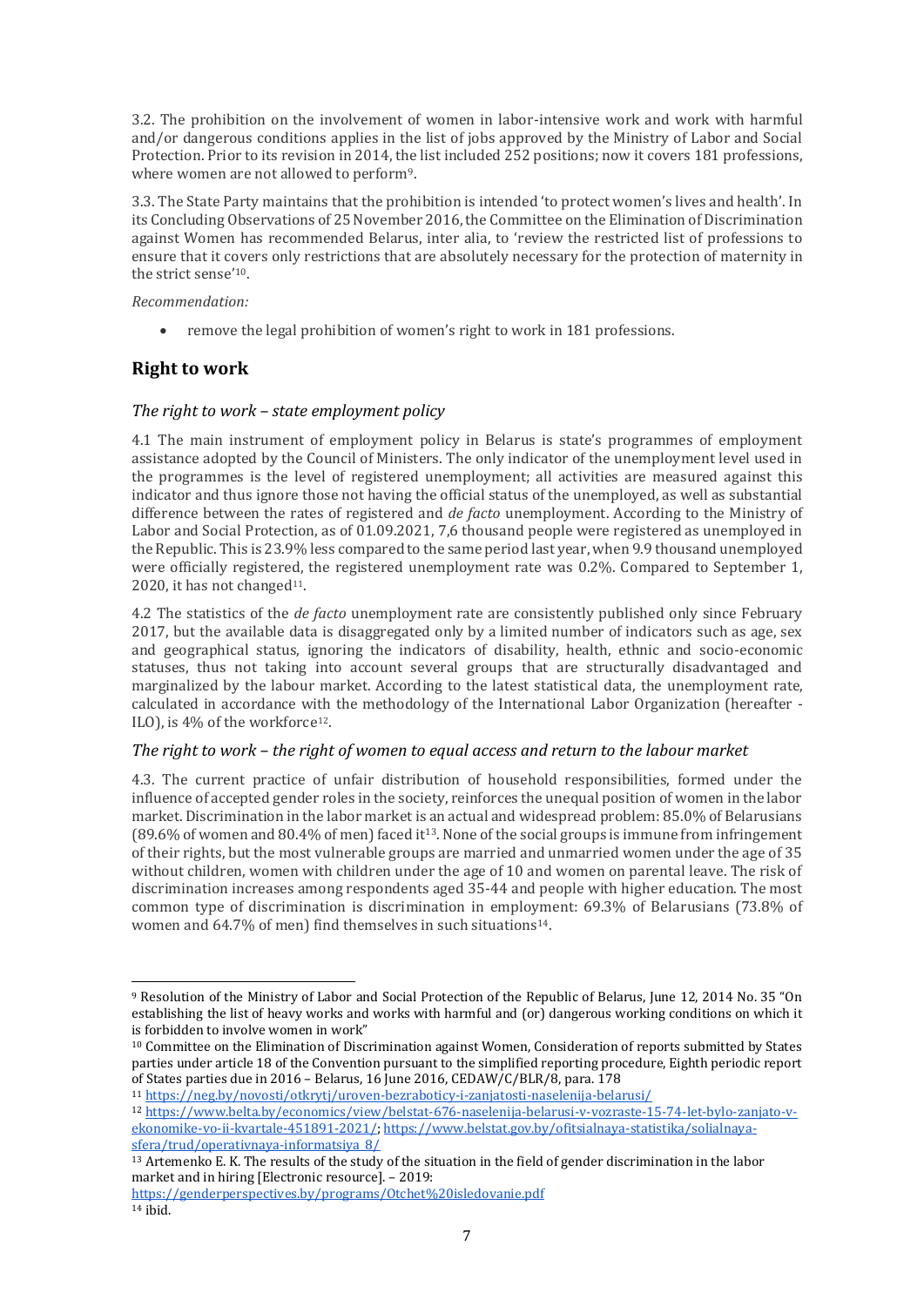3.2. The prohibition on the involvement of women in labor-intensive work and work with harmful and/or dangerous conditions applies in the list of jobs approved by the Ministry of Labor and Social Protection. Prior to its revision in 2014, the list included 252 positions; now it covers 181 professions, where women are not allowed to perform[9].

3.3. The State Party maintains that the prohibition is intended 'to protect women's lives and health'. In its Concluding Observations of 25 November 2016, the Committee on the Elimination of Discrimination against Women has recommended Belarus, inter alia, to 'review the restricted list of professions to ensure that it covers only restrictions that are absolutely necessary for the protection of maternity in the strict sense'[10].

*Recommendation:*

- remove the legal prohibition of women's right to work in 181 professions.

## Right to work

### *The right to work – state employment policy*

4.1 The main instrument of employment policy in Belarus is state's programmes of employment assistance adopted by the Council of Ministers. The only indicator of the unemployment level used in the programmes is the level of registered unemployment; all activities are measured against this indicator and thus ignore those not having the official status of the unemployed, as well as substantial difference between the rates of registered and *de facto* unemployment. According to the Ministry of Labor and Social Protection, as of 01.09.2021, 7,6 thousand people were registered as unemployed in the Republic. This is 23.9% less compared to the same period last year, when 9.9 thousand unemployed were officially registered, the registered unemployment rate was 0.2%. Compared to September 1, 2020, it has not changed[11].

4.2 The statistics of the *de facto* unemployment rate are consistently published only since February 2017, but the available data is disaggregated only by a limited number of indicators such as age, sex and geographical status, ignoring the indicators of disability, health, ethnic and socio-economic statuses, thus not taking into account several groups that are structurally disadvantaged and marginalized by the labour market. According to the latest statistical data, the unemployment rate, calculated in accordance with the methodology of the International Labor Organization (hereafter - ILO), is 4% of the workforce[12].

### *The right to work – the right of women to equal access and return to the labour market*

4.3. The current practice of unfair distribution of household responsibilities, formed under the influence of accepted gender roles in the society, reinforces the unequal position of women in the labor market. Discrimination in the labor market is an actual and widespread problem: 85.0% of Belarusians (89.6% of women and 80.4% of men) faced it[13]. None of the social groups is immune from infringement of their rights, but the most vulnerable groups are married and unmarried women under the age of 35 without children, women with children under the age of 10 and women on parental leave. The risk of discrimination increases among respondents aged 35-44 and people with higher education. The most common type of discrimination is discrimination in employment: 69.3% of Belarusians (73.8% of women and 64.7% of men) find themselves in such situations[14].

---

[9] Resolution of the Ministry of Labor and Social Protection of the Republic of Belarus, June 12, 2014 No. 35 "On establishing the list of heavy works and works with harmful and (or) dangerous working conditions on which it is forbidden to involve women in work"

[10] Committee on the Elimination of Discrimination against Women, Consideration of reports submitted by States parties under article 18 of the Convention pursuant to the simplified reporting procedure, Eighth periodic report of States parties due in 2016 – Belarus, 16 June 2016, CEDAW/C/BLR/8, para. 178

[11] https://neg.by/novosti/otkrytj/uroven-bezraboticy-i-zanjatosti-naselenija-belarusi/

[12] https://www.belta.by/economics/view/belstat-676-naselenija-belarusi-v-vozraste-15-74-let-bylo-zanjato-v-ekonomike-vo-ii-kvartale-451891-2021/; https://www.belstat.gov.by/ofitsialnaya-statistika/solialnaya-sfera/trud/operativnaya-informatsiya_8/

[13] Artemenko E. K. The results of the study of the situation in the field of gender discrimination in the labor market and in hiring [Electronic resource]. – 2019: https://genderperspectives.by/programs/Otchet%20isledovanie.pdf

[14] ibid.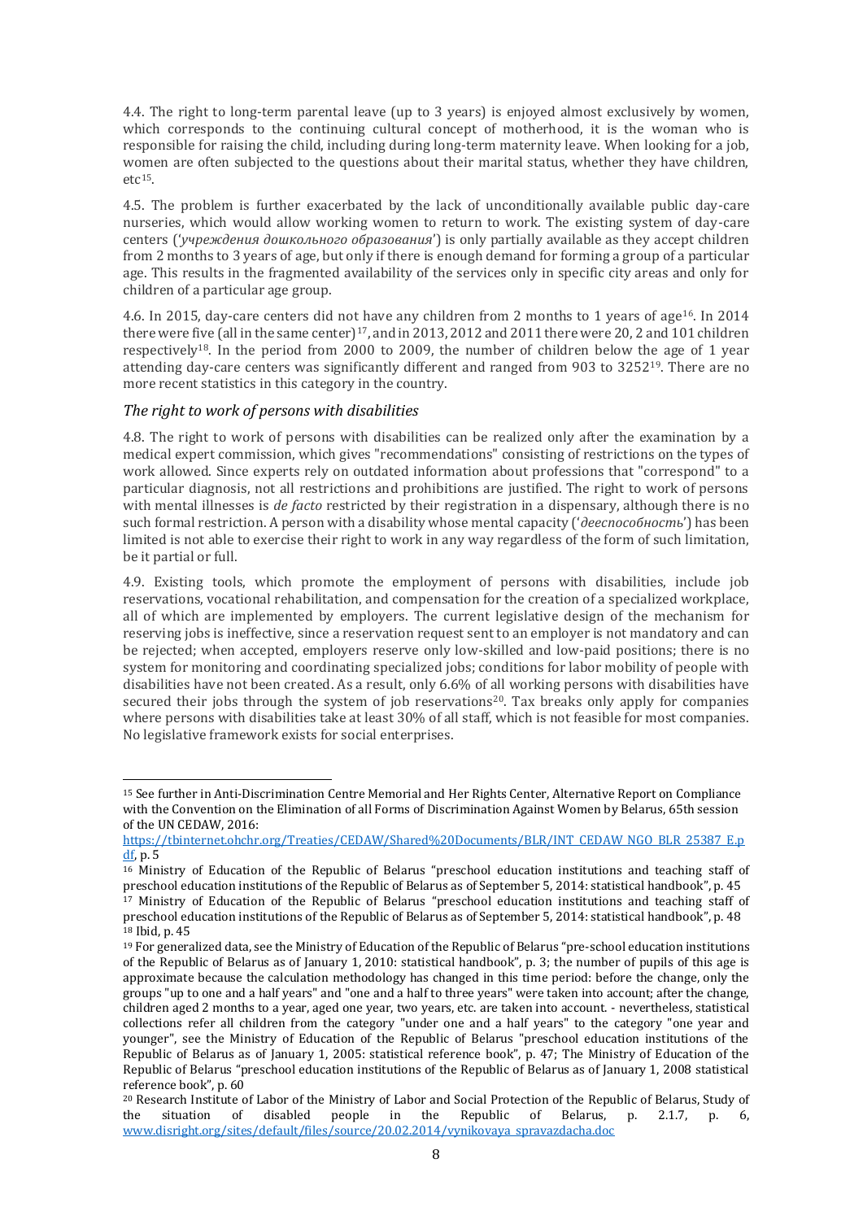4.4. The right to long-term parental leave (up to 3 years) is enjoyed almost exclusively by women, which corresponds to the continuing cultural concept of motherhood, it is the woman who is responsible for raising the child, including during long-term maternity leave. When looking for a job, women are often subjected to the questions about their marital status, whether they have children, etc[15].

4.5. The problem is further exacerbated by the lack of unconditionally available public day-care nurseries, which would allow working women to return to work. The existing system of day-care centers ('*учреждения дошкольного образования*') is only partially available as they accept children from 2 months to 3 years of age, but only if there is enough demand for forming a group of a particular age. This results in the fragmented availability of the services only in specific city areas and only for children of a particular age group.

4.6. In 2015, day-care centers did not have any children from 2 months to 1 years of age[16]. In 2014 there were five (all in the same center)[17], and in 2013, 2012 and 2011 there were 20, 2 and 101 children respectively[18]. In the period from 2000 to 2009, the number of children below the age of 1 year attending day-care centers was significantly different and ranged from 903 to 3252[19]. There are no more recent statistics in this category in the country.

### *The right to work of persons with disabilities*

4.8. The right to work of persons with disabilities can be realized only after the examination by a medical expert commission, which gives "recommendations" consisting of restrictions on the types of work allowed. Since experts rely on outdated information about professions that "correspond" to a particular diagnosis, not all restrictions and prohibitions are justified. The right to work of persons with mental illnesses is *de facto* restricted by their registration in a dispensary, although there is no such formal restriction. A person with a disability whose mental capacity ('*дееспособность*') has been limited is not able to exercise their right to work in any way regardless of the form of such limitation, be it partial or full.

4.9. Existing tools, which promote the employment of persons with disabilities, include job reservations, vocational rehabilitation, and compensation for the creation of a specialized workplace, all of which are implemented by employers. The current legislative design of the mechanism for reserving jobs is ineffective, since a reservation request sent to an employer is not mandatory and can be rejected; when accepted, employers reserve only low-skilled and low-paid positions; there is no system for monitoring and coordinating specialized jobs; conditions for labor mobility of people with disabilities have not been created. As a result, only 6.6% of all working persons with disabilities have secured their jobs through the system of job reservations[20]. Tax breaks only apply for companies where persons with disabilities take at least 30% of all staff, which is not feasible for most companies. No legislative framework exists for social enterprises.

---

[15] See further in Anti-Discrimination Centre Memorial and Her Rights Center, Alternative Report on Compliance with the Convention on the Elimination of all Forms of Discrimination Against Women by Belarus, 65th session of the UN CEDAW, 2016: https://tbinternet.ohchr.org/Treaties/CEDAW/Shared%20Documents/BLR/INT_CEDAW_NGO_BLR_25387_E.pdf, p. 5

[16] Ministry of Education of the Republic of Belarus "preschool education institutions and teaching staff of preschool education institutions of the Republic of Belarus as of September 5, 2014: statistical handbook", p. 45

[17] Ministry of Education of the Republic of Belarus "preschool education institutions and teaching staff of preschool education institutions of the Republic of Belarus as of September 5, 2014: statistical handbook", p. 48

[18] Ibid, p. 45

[19] For generalized data, see the Ministry of Education of the Republic of Belarus "pre-school education institutions of the Republic of Belarus as of January 1, 2010: statistical handbook", p. 3; the number of pupils of this age is approximate because the calculation methodology has changed in this time period: before the change, only the groups "up to one and a half years" and "one and a half to three years" were taken into account; after the change, children aged 2 months to a year, aged one year, two years, etc. are taken into account. - nevertheless, statistical collections refer all children from the category "under one and a half years" to the category "one year and younger", see the Ministry of Education of the Republic of Belarus "preschool education institutions of the Republic of Belarus as of January 1, 2005: statistical reference book", p. 47; The Ministry of Education of the Republic of Belarus "preschool education institutions of the Republic of Belarus as of January 1, 2008 statistical reference book", p. 60

[20] Research Institute of Labor of the Ministry of Labor and Social Protection of the Republic of Belarus, Study of the situation of disabled people in the Republic of Belarus, p. 2.1.7, p. 6, www.disright.org/sites/default/files/source/20.02.2014/vynikovaya_spravazdacha.doc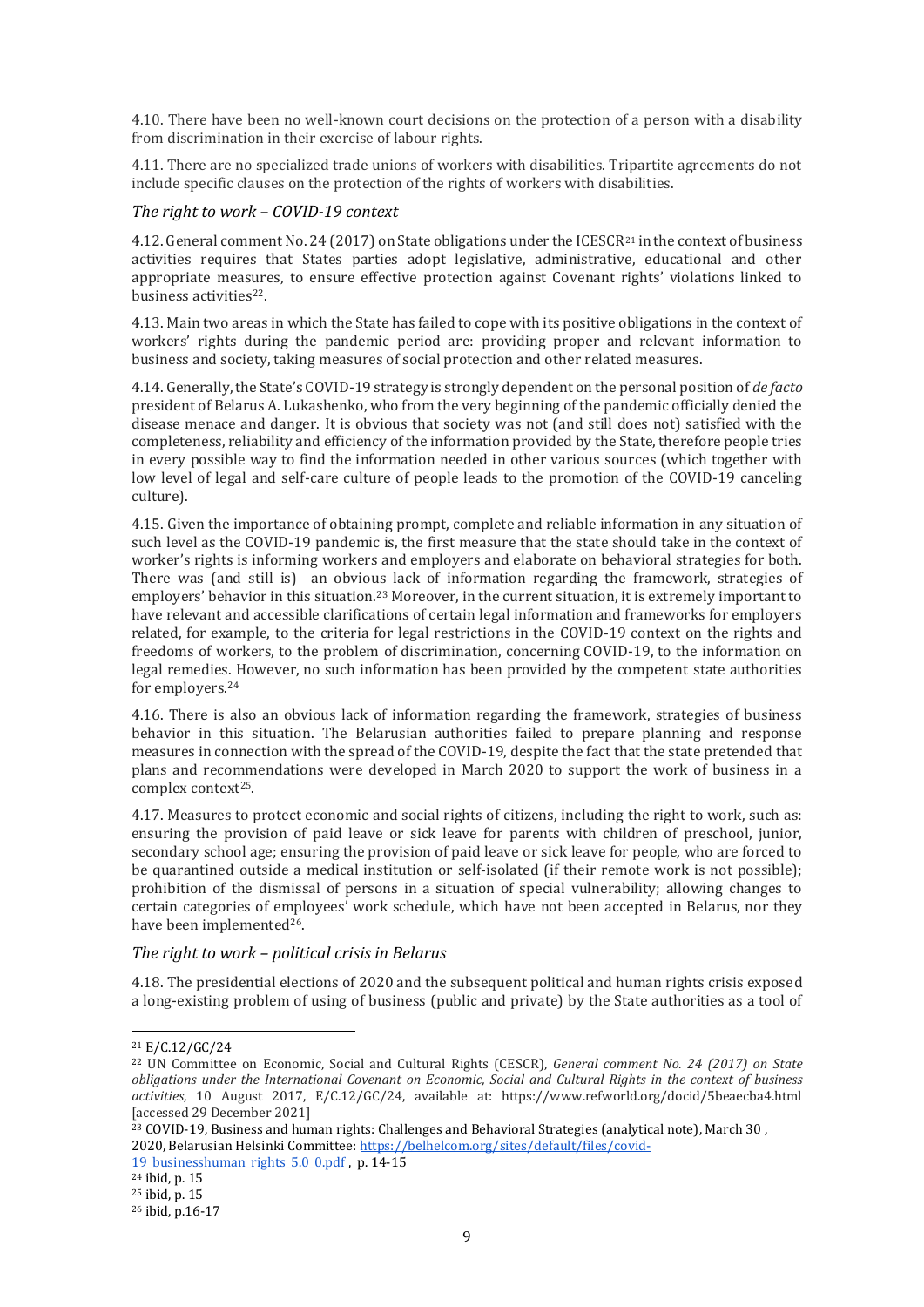4.10. There have been no well-known court decisions on the protection of a person with a disability from discrimination in their exercise of labour rights.

4.11. There are no specialized trade unions of workers with disabilities. Tripartite agreements do not include specific clauses on the protection of the rights of workers with disabilities.

### *The right to work – COVID-19 context*

4.12. General comment No. 24 (2017) on State obligations under the ICESCR[21] in the context of business activities requires that States parties adopt legislative, administrative, educational and other appropriate measures, to ensure effective protection against Covenant rights' violations linked to business activities[22].

4.13. Main two areas in which the State has failed to cope with its positive obligations in the context of workers' rights during the pandemic period are: providing proper and relevant information to business and society, taking measures of social protection and other related measures.

4.14. Generally, the State's COVID-19 strategy is strongly dependent on the personal position of *de facto* president of Belarus A. Lukashenko, who from the very beginning of the pandemic officially denied the disease menace and danger. It is obvious that society was not (and still does not) satisfied with the completeness, reliability and efficiency of the information provided by the State, therefore people tries in every possible way to find the information needed in other various sources (which together with low level of legal and self-care culture of people leads to the promotion of the COVID-19 canceling culture).

4.15. Given the importance of obtaining prompt, complete and reliable information in any situation of such level as the COVID-19 pandemic is, the first measure that the state should take in the context of worker's rights is informing workers and employers and elaborate on behavioral strategies for both. There was (and still is) an obvious lack of information regarding the framework, strategies of employers' behavior in this situation.[23] Moreover, in the current situation, it is extremely important to have relevant and accessible clarifications of certain legal information and frameworks for employers related, for example, to the criteria for legal restrictions in the COVID-19 context on the rights and freedoms of workers, to the problem of discrimination, concerning COVID-19, to the information on legal remedies. However, no such information has been provided by the competent state authorities for employers.[24]

4.16. There is also an obvious lack of information regarding the framework, strategies of business behavior in this situation. The Belarusian authorities failed to prepare planning and response measures in connection with the spread of the COVID-19, despite the fact that the state pretended that plans and recommendations were developed in March 2020 to support the work of business in a complex context[25].

4.17. Measures to protect economic and social rights of citizens, including the right to work, such as: ensuring the provision of paid leave or sick leave for parents with children of preschool, junior, secondary school age; ensuring the provision of paid leave or sick leave for people, who are forced to be quarantined outside a medical institution or self-isolated (if their remote work is not possible); prohibition of the dismissal of persons in a situation of special vulnerability; allowing changes to certain categories of employees' work schedule, which have not been accepted in Belarus, nor they have been implemented[26].

### *The right to work – political crisis in Belarus*

4.18. The presidential elections of 2020 and the subsequent political and human rights crisis exposed a long-existing problem of using of business (public and private) by the State authorities as a tool of

---

[21] E/C.12/GC/24

[22] UN Committee on Economic, Social and Cultural Rights (CESCR), *General comment No. 24 (2017) on State obligations under the International Covenant on Economic, Social and Cultural Rights in the context of business activities*, 10 August 2017, E/C.12/GC/24, available at: https://www.refworld.org/docid/5beaecba4.html [accessed 29 December 2021]

[23] COVID-19, Business and human rights: Challenges and Behavioral Strategies (analytical note), March 30 , 2020, Belarusian Helsinki Committee: https://belhelcom.org/sites/default/files/covid-19_businesshuman_rights_5.0_0.pdf , p. 14-15

[24] ibid, p. 15

[25] ibid, p. 15

[26] ibid, p.16-17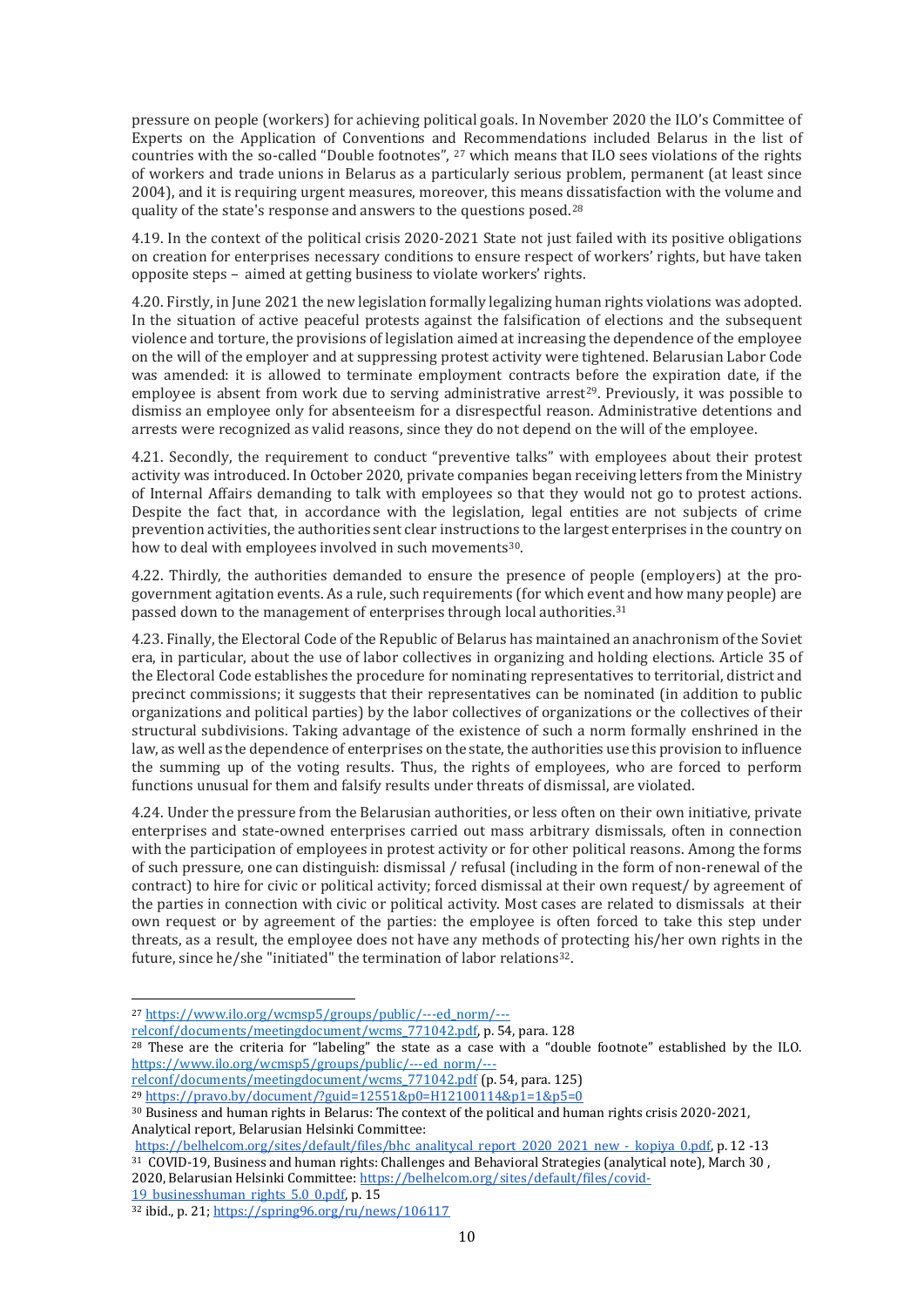pressure on people (workers) for achieving political goals. In November 2020 the ILO's Committee of Experts on the Application of Conventions and Recommendations included Belarus in the list of countries with the so-called "Double footnotes", [27] which means that ILO sees violations of the rights of workers and trade unions in Belarus as a particularly serious problem, permanent (at least since 2004), and it is requiring urgent measures, moreover, this means dissatisfaction with the volume and quality of the state's response and answers to the questions posed.[28]

4.19. In the context of the political crisis 2020-2021 State not just failed with its positive obligations on creation for enterprises necessary conditions to ensure respect of workers' rights, but have taken opposite steps – aimed at getting business to violate workers' rights.

4.20. Firstly, in June 2021 the new legislation formally legalizing human rights violations was adopted. In the situation of active peaceful protests against the falsification of elections and the subsequent violence and torture, the provisions of legislation aimed at increasing the dependence of the employee on the will of the employer and at suppressing protest activity were tightened. Belarusian Labor Code was amended: it is allowed to terminate employment contracts before the expiration date, if the employee is absent from work due to serving administrative arrest[29]. Previously, it was possible to dismiss an employee only for absenteeism for a disrespectful reason. Administrative detentions and arrests were recognized as valid reasons, since they do not depend on the will of the employee.

4.21. Secondly, the requirement to conduct "preventive talks" with employees about their protest activity was introduced. In October 2020, private companies began receiving letters from the Ministry of Internal Affairs demanding to talk with employees so that they would not go to protest actions. Despite the fact that, in accordance with the legislation, legal entities are not subjects of crime prevention activities, the authorities sent clear instructions to the largest enterprises in the country on how to deal with employees involved in such movements[30].

4.22. Thirdly, the authorities demanded to ensure the presence of people (employers) at the pro-government agitation events. As a rule, such requirements (for which event and how many people) are passed down to the management of enterprises through local authorities.[31]

4.23. Finally, the Electoral Code of the Republic of Belarus has maintained an anachronism of the Soviet era, in particular, about the use of labor collectives in organizing and holding elections. Article 35 of the Electoral Code establishes the procedure for nominating representatives to territorial, district and precinct commissions; it suggests that their representatives can be nominated (in addition to public organizations and political parties) by the labor collectives of organizations or the collectives of their structural subdivisions. Taking advantage of the existence of such a norm formally enshrined in the law, as well as the dependence of enterprises on the state, the authorities use this provision to influence the summing up of the voting results. Thus, the rights of employees, who are forced to perform functions unusual for them and falsify results under threats of dismissal, are violated.

4.24. Under the pressure from the Belarusian authorities, or less often on their own initiative, private enterprises and state-owned enterprises carried out mass arbitrary dismissals, often in connection with the participation of employees in protest activity or for other political reasons. Among the forms of such pressure, one can distinguish: dismissal / refusal (including in the form of non-renewal of the contract) to hire for civic or political activity; forced dismissal at their own request/ by agreement of the parties in connection with civic or political activity. Most cases are related to dismissals at their own request or by agreement of the parties: the employee is often forced to take this step under threats, as a result, the employee does not have any methods of protecting his/her own rights in the future, since he/she "initiated" the termination of labor relations[32].

---

[27] https://www.ilo.org/wcmsp5/groups/public/---ed_norm/---relconf/documents/meetingdocument/wcms_771042.pdf, p. 54, para. 128

[28] These are the criteria for "labeling" the state as a case with a "double footnote" established by the ILO. https://www.ilo.org/wcmsp5/groups/public/---ed_norm/---relconf/documents/meetingdocument/wcms_771042.pdf (p. 54, para. 125)

[29] https://pravo.by/document/?guid=12551&p0=H12100114&p1=1&p5=0

[30] Business and human rights in Belarus: The context of the political and human rights crisis 2020-2021, Analytical report, Belarusian Helsinki Committee: https://belhelcom.org/sites/default/files/bhc_analitycal_report_2020_2021_new_-_kopiya_0.pdf, p. 12 -13

[31] COVID-19, Business and human rights: Challenges and Behavioral Strategies (analytical note), March 30 , 2020, Belarusian Helsinki Committee: https://belhelcom.org/sites/default/files/covid-19_businesshuman_rights_5.0_0.pdf, p. 15

[32] ibid., p. 21; https://spring96.org/ru/news/106117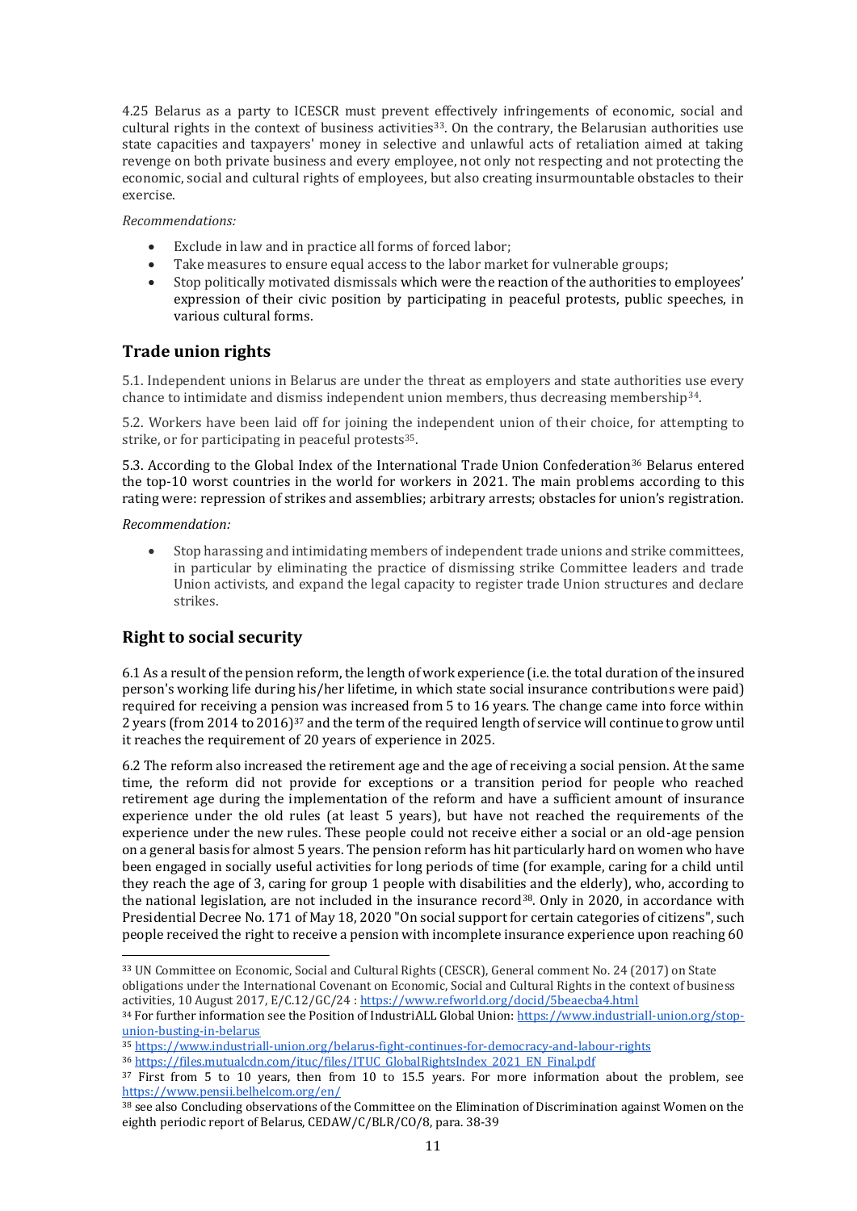4.25 Belarus as a party to ICESCR must prevent effectively infringements of economic, social and cultural rights in the context of business activities[33]. On the contrary, the Belarusian authorities use state capacities and taxpayers' money in selective and unlawful acts of retaliation aimed at taking revenge on both private business and every employee, not only not respecting and not protecting the economic, social and cultural rights of employees, but also creating insurmountable obstacles to their exercise.

*Recommendations:*

- Exclude in law and in practice all forms of forced labor;
- Take measures to ensure equal access to the labor market for vulnerable groups;
- Stop politically motivated dismissals which were the reaction of the authorities to employees' expression of their civic position by participating in peaceful protests, public speeches, in various cultural forms.

## Trade union rights

5.1. Independent unions in Belarus are under the threat as employers and state authorities use every chance to intimidate and dismiss independent union members, thus decreasing membership[34].

5.2. Workers have been laid off for joining the independent union of their choice, for attempting to strike, or for participating in peaceful protests[35].

5.3. According to the Global Index of the International Trade Union Confederation[36] Belarus entered the top-10 worst countries in the world for workers in 2021. The main problems according to this rating were: repression of strikes and assemblies; arbitrary arrests; obstacles for union's registration.

*Recommendation:*

- Stop harassing and intimidating members of independent trade unions and strike committees, in particular by eliminating the practice of dismissing strike Committee leaders and trade Union activists, and expand the legal capacity to register trade Union structures and declare strikes.

## Right to social security

6.1 As a result of the pension reform, the length of work experience (i.e. the total duration of the insured person's working life during his/her lifetime, in which state social insurance contributions were paid) required for receiving a pension was increased from 5 to 16 years. The change came into force within 2 years (from 2014 to 2016)[37] and the term of the required length of service will continue to grow until it reaches the requirement of 20 years of experience in 2025.

6.2 The reform also increased the retirement age and the age of receiving a social pension. At the same time, the reform did not provide for exceptions or a transition period for people who reached retirement age during the implementation of the reform and have a sufficient amount of insurance experience under the old rules (at least 5 years), but have not reached the requirements of the experience under the new rules. These people could not receive either a social or an old-age pension on a general basis for almost 5 years. The pension reform has hit particularly hard on women who have been engaged in socially useful activities for long periods of time (for example, caring for a child until they reach the age of 3, caring for group 1 people with disabilities and the elderly), who, according to the national legislation, are not included in the insurance record[38]. Only in 2020, in accordance with Presidential Decree No. 171 of May 18, 2020 "On social support for certain categories of citizens", such people received the right to receive a pension with incomplete insurance experience upon reaching 60

---

[33] UN Committee on Economic, Social and Cultural Rights (CESCR), General comment No. 24 (2017) on State obligations under the International Covenant on Economic, Social and Cultural Rights in the context of business activities, 10 August 2017, E/C.12/GC/24 : https://www.refworld.org/docid/5beaecba4.html

[34] For further information see the Position of IndustriALL Global Union: https://www.industriall-union.org/stop-union-busting-in-belarus

[35] https://www.industriall-union.org/belarus-fight-continues-for-democracy-and-labour-rights

[36] https://files.mutualcdn.com/ituc/files/ITUC_GlobalRightsIndex_2021_EN_Final.pdf

[37] First from 5 to 10 years, then from 10 to 15.5 years. For more information about the problem, see https://www.pensii.belhelcom.org/en/

[38] see also Concluding observations of the Committee on the Elimination of Discrimination against Women on the eighth periodic report of Belarus, CEDAW/C/BLR/CO/8, para. 38-39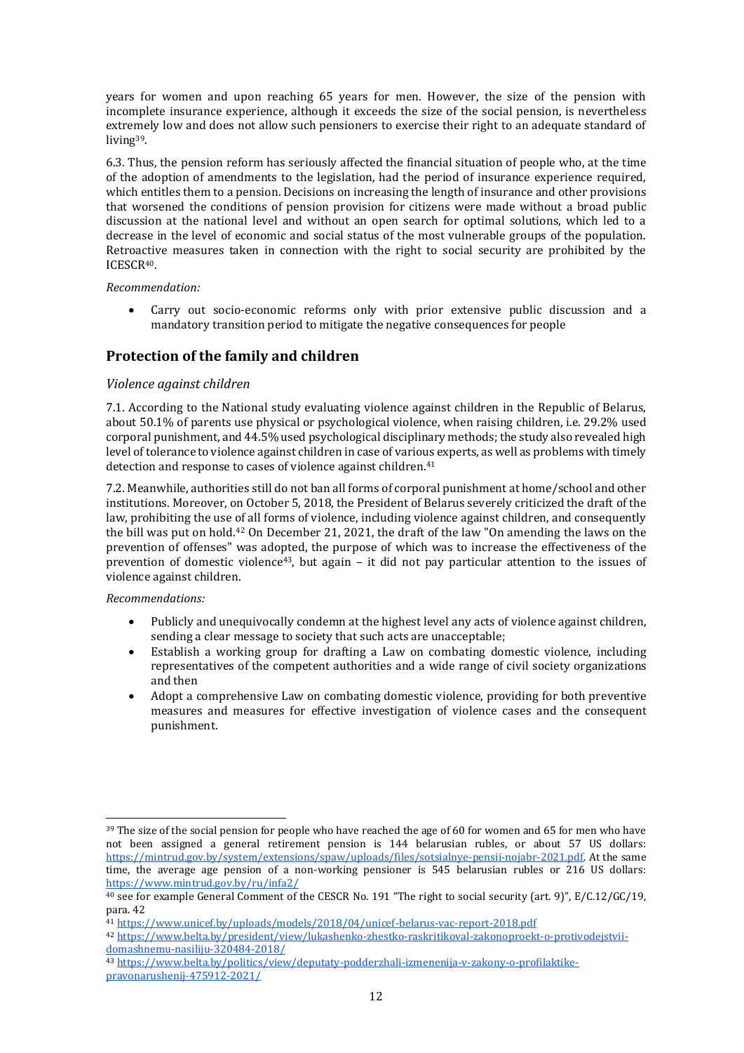years for women and upon reaching 65 years for men. However, the size of the pension with incomplete insurance experience, although it exceeds the size of the social pension, is nevertheless extremely low and does not allow such pensioners to exercise their right to an adequate standard of living[39].

6.3. Thus, the pension reform has seriously affected the financial situation of people who, at the time of the adoption of amendments to the legislation, had the period of insurance experience required, which entitles them to a pension. Decisions on increasing the length of insurance and other provisions that worsened the conditions of pension provision for citizens were made without a broad public discussion at the national level and without an open search for optimal solutions, which led to a decrease in the level of economic and social status of the most vulnerable groups of the population. Retroactive measures taken in connection with the right to social security are prohibited by the ICESCR[40].

*Recommendation:*

- Carry out socio-economic reforms only with prior extensive public discussion and a mandatory transition period to mitigate the negative consequences for people

## Protection of the family and children

### *Violence against children*

7.1. According to the National study evaluating violence against children in the Republic of Belarus, about 50.1% of parents use physical or psychological violence, when raising children, i.e. 29.2% used corporal punishment, and 44.5% used psychological disciplinary methods; the study also revealed high level of tolerance to violence against children in case of various experts, as well as problems with timely detection and response to cases of violence against children.[41]

7.2. Meanwhile, authorities still do not ban all forms of corporal punishment at home/school and other institutions. Moreover, on October 5, 2018, the President of Belarus severely criticized the draft of the law, prohibiting the use of all forms of violence, including violence against children, and consequently the bill was put on hold.[42] On December 21, 2021, the draft of the law "On amending the laws on the prevention of offenses" was adopted, the purpose of which was to increase the effectiveness of the prevention of domestic violence[43], but again – it did not pay particular attention to the issues of violence against children.

*Recommendations:*

- Publicly and unequivocally condemn at the highest level any acts of violence against children, sending a clear message to society that such acts are unacceptable;
- Establish a working group for drafting a Law on combating domestic violence, including representatives of the competent authorities and a wide range of civil society organizations and then
- Adopt a comprehensive Law on combating domestic violence, providing for both preventive measures and measures for effective investigation of violence cases and the consequent punishment.

---

[39] The size of the social pension for people who have reached the age of 60 for women and 65 for men who have not been assigned a general retirement pension is 144 belarusian rubles, or about 57 US dollars: https://mintrud.gov.by/system/extensions/spaw/uploads/files/sotsialnye-pensii-nojabr-2021.pdf. At the same time, the average age pension of a non-working pensioner is 545 belarusian rubles or 216 US dollars: https://www.mintrud.gov.by/ru/infa2/

[40] see for example General Comment of the CESCR No. 191 "The right to social security (art. 9)", E/C.12/GC/19, para. 42

[41] https://www.unicef.by/uploads/models/2018/04/unicef-belarus-vac-report-2018.pdf

[42] https://www.belta.by/president/view/lukashenko-zhestko-raskritikoval-zakonoproekt-o-protivodejstvii-domashnemu-nasiliju-320484-2018/

[43] https://www.belta.by/politics/view/deputaty-podderzhali-izmenenija-v-zakony-o-profilaktike-pravonarushenij-475912-2021/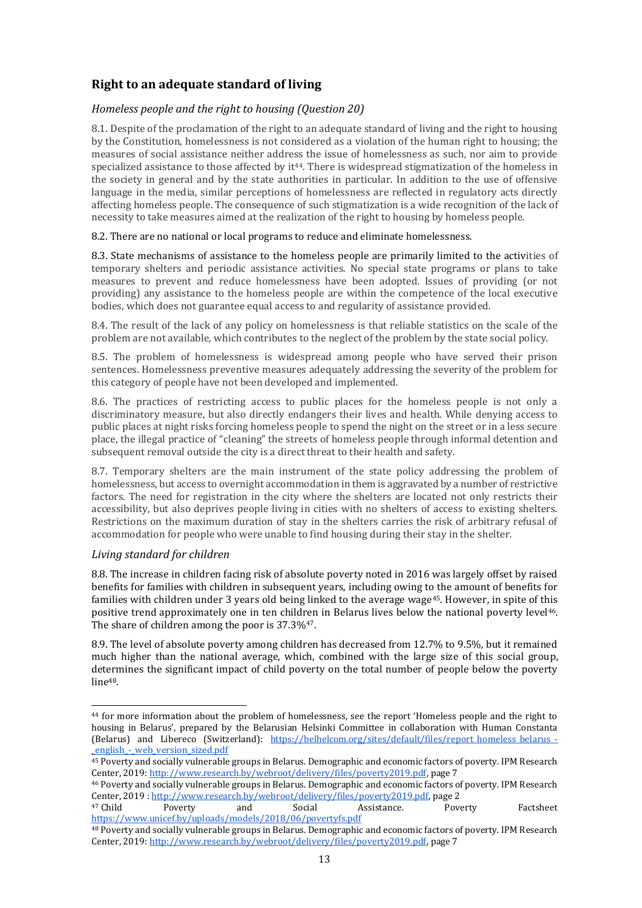## Right to an adequate standard of living

### *Homeless people and the right to housing (Question 20)*

8.1. Despite of the proclamation of the right to an adequate standard of living and the right to housing by the Constitution, homelessness is not considered as a violation of the human right to housing; the measures of social assistance neither address the issue of homelessness as such, nor aim to provide specialized assistance to those affected by it[44]. There is widespread stigmatization of the homeless in the society in general and by the state authorities in particular. In addition to the use of offensive language in the media, similar perceptions of homelessness are reflected in regulatory acts directly affecting homeless people. The consequence of such stigmatization is a wide recognition of the lack of necessity to take measures aimed at the realization of the right to housing by homeless people.

8.2. There are no national or local programs to reduce and eliminate homelessness.

8.3. State mechanisms of assistance to the homeless people are primarily limited to the activities of temporary shelters and periodic assistance activities. No special state programs or plans to take measures to prevent and reduce homelessness have been adopted. Issues of providing (or not providing) any assistance to the homeless people are within the competence of the local executive bodies, which does not guarantee equal access to and regularity of assistance provided.

8.4. The result of the lack of any policy on homelessness is that reliable statistics on the scale of the problem are not available, which contributes to the neglect of the problem by the state social policy.

8.5. The problem of homelessness is widespread among people who have served their prison sentences. Homelessness preventive measures adequately addressing the severity of the problem for this category of people have not been developed and implemented.

8.6. The practices of restricting access to public places for the homeless people is not only a discriminatory measure, but also directly endangers their lives and health. While denying access to public places at night risks forcing homeless people to spend the night on the street or in a less secure place, the illegal practice of "cleaning" the streets of homeless people through informal detention and subsequent removal outside the city is a direct threat to their health and safety.

8.7. Temporary shelters are the main instrument of the state policy addressing the problem of homelessness, but access to overnight accommodation in them is aggravated by a number of restrictive factors. The need for registration in the city where the shelters are located not only restricts their accessibility, but also deprives people living in cities with no shelters of access to existing shelters. Restrictions on the maximum duration of stay in the shelters carries the risk of arbitrary refusal of accommodation for people who were unable to find housing during their stay in the shelter.

### *Living standard for children*

8.8. The increase in children facing risk of absolute poverty noted in 2016 was largely offset by raised benefits for families with children in subsequent years, including owing to the amount of benefits for families with children under 3 years old being linked to the average wage[45]. However, in spite of this positive trend approximately one in ten children in Belarus lives below the national poverty level[46]. The share of children among the poor is 37.3%[47].

8.9. The level of absolute poverty among children has decreased from 12.7% to 9.5%, but it remained much higher than the national average, which, combined with the large size of this social group, determines the significant impact of child poverty on the total number of people below the poverty line[48].

---

[44] for more information about the problem of homelessness, see the report 'Homeless people and the right to housing in Belarus', prepared by the Belarusian Helsinki Committee in collaboration with Human Constanta (Belarus) and Libereco (Switzerland): https://belhelcom.org/sites/default/files/report_homeless_belarus_-_english_-_web_version_sized.pdf

[45] Poverty and socially vulnerable groups in Belarus. Demographic and economic factors of poverty. IPM Research Center, 2019: http://www.research.by/webroot/delivery/files/poverty2019.pdf, page 7

[46] Poverty and socially vulnerable groups in Belarus. Demographic and economic factors of poverty. IPM Research Center, 2019 : http://www.research.by/webroot/delivery/files/poverty2019.pdf, page 2

[47] Child Poverty and Social Assistance. Poverty Factsheet https://www.unicef.by/uploads/models/2018/06/povertyfs.pdf

[48] Poverty and socially vulnerable groups in Belarus. Demographic and economic factors of poverty. IPM Research Center, 2019: http://www.research.by/webroot/delivery/files/poverty2019.pdf, page 7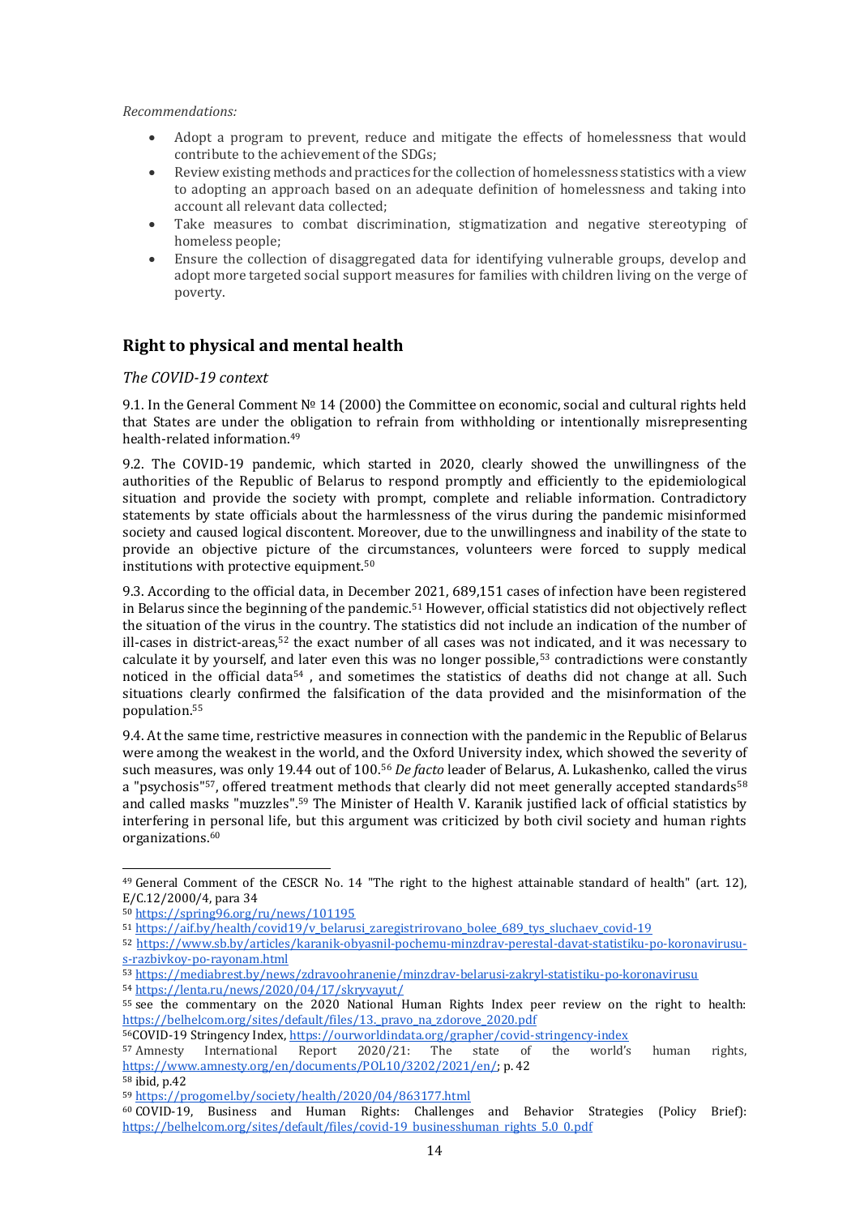*Recommendations:*

- Adopt a program to prevent, reduce and mitigate the effects of homelessness that would contribute to the achievement of the SDGs;
- Review existing methods and practices for the collection of homelessness statistics with a view to adopting an approach based on an adequate definition of homelessness and taking into account all relevant data collected;
- Take measures to combat discrimination, stigmatization and negative stereotyping of homeless people;
- Ensure the collection of disaggregated data for identifying vulnerable groups, develop and adopt more targeted social support measures for families with children living on the verge of poverty.

## Right to physical and mental health

### *The COVID-19 context*

9.1. In the General Comment № 14 (2000) the Committee on economic, social and cultural rights held that States are under the obligation to refrain from withholding or intentionally misrepresenting health-related information.[49]

9.2. The COVID-19 pandemic, which started in 2020, clearly showed the unwillingness of the authorities of the Republic of Belarus to respond promptly and efficiently to the epidemiological situation and provide the society with prompt, complete and reliable information. Contradictory statements by state officials about the harmlessness of the virus during the pandemic misinformed society and caused logical discontent. Moreover, due to the unwillingness and inability of the state to provide an objective picture of the circumstances, volunteers were forced to supply medical institutions with protective equipment.[50]

9.3. According to the official data, in December 2021, 689,151 cases of infection have been registered in Belarus since the beginning of the pandemic.[51] However, official statistics did not objectively reflect the situation of the virus in the country. The statistics did not include an indication of the number of ill-cases in district-areas,[52] the exact number of all cases was not indicated, and it was necessary to calculate it by yourself, and later even this was no longer possible,[53] contradictions were constantly noticed in the official data[54] , and sometimes the statistics of deaths did not change at all. Such situations clearly confirmed the falsification of the data provided and the misinformation of the population.[55]

9.4. At the same time, restrictive measures in connection with the pandemic in the Republic of Belarus were among the weakest in the world, and the Oxford University index, which showed the severity of such measures, was only 19.44 out of 100.[56] *De facto* leader of Belarus, A. Lukashenko, called the virus a "psychosis"[57], offered treatment methods that clearly did not meet generally accepted standards[58] and called masks "muzzles".[59] The Minister of Health V. Karanik justified lack of official statistics by interfering in personal life, but this argument was criticized by both civil society and human rights organizations.[60]

---

[49] General Comment of the CESCR No. 14 "The right to the highest attainable standard of health" (art. 12), E/C.12/2000/4, para 34

[50] https://spring96.org/ru/news/101195

[51] https://aif.by/health/covid19/v_belarusi_zaregistrirovano_bolee_689_tys_sluchaev_covid-19

[52] https://www.sb.by/articles/karanik-obyasnil-pochemu-minzdrav-perestal-davat-statistiku-po-koronavirusu-s-razbivkoy-po-rayonam.html

[53] https://mediabrest.by/news/zdravoohranenie/minzdrav-belarusi-zakryl-statistiku-po-koronavirusu

[54] https://lenta.ru/news/2020/04/17/skryvayut/

[55] see the commentary on the 2020 National Human Rights Index peer review on the right to health: https://belhelcom.org/sites/default/files/13._pravo_na_zdorove_2020.pdf

[56] COVID-19 Stringency Index, https://ourworldindata.org/grapher/covid-stringency-index

[57] Amnesty International Report 2020/21: The state of the world's human rights, https://www.amnesty.org/en/documents/POL10/3202/2021/en/; p. 42

[58] ibid, p.42

[59] https://progomel.by/society/health/2020/04/863177.html

[60] COVID-19, Business and Human Rights: Challenges and Behavior Strategies (Policy Brief): https://belhelcom.org/sites/default/files/covid-19_businesshuman_rights_5.0_0.pdf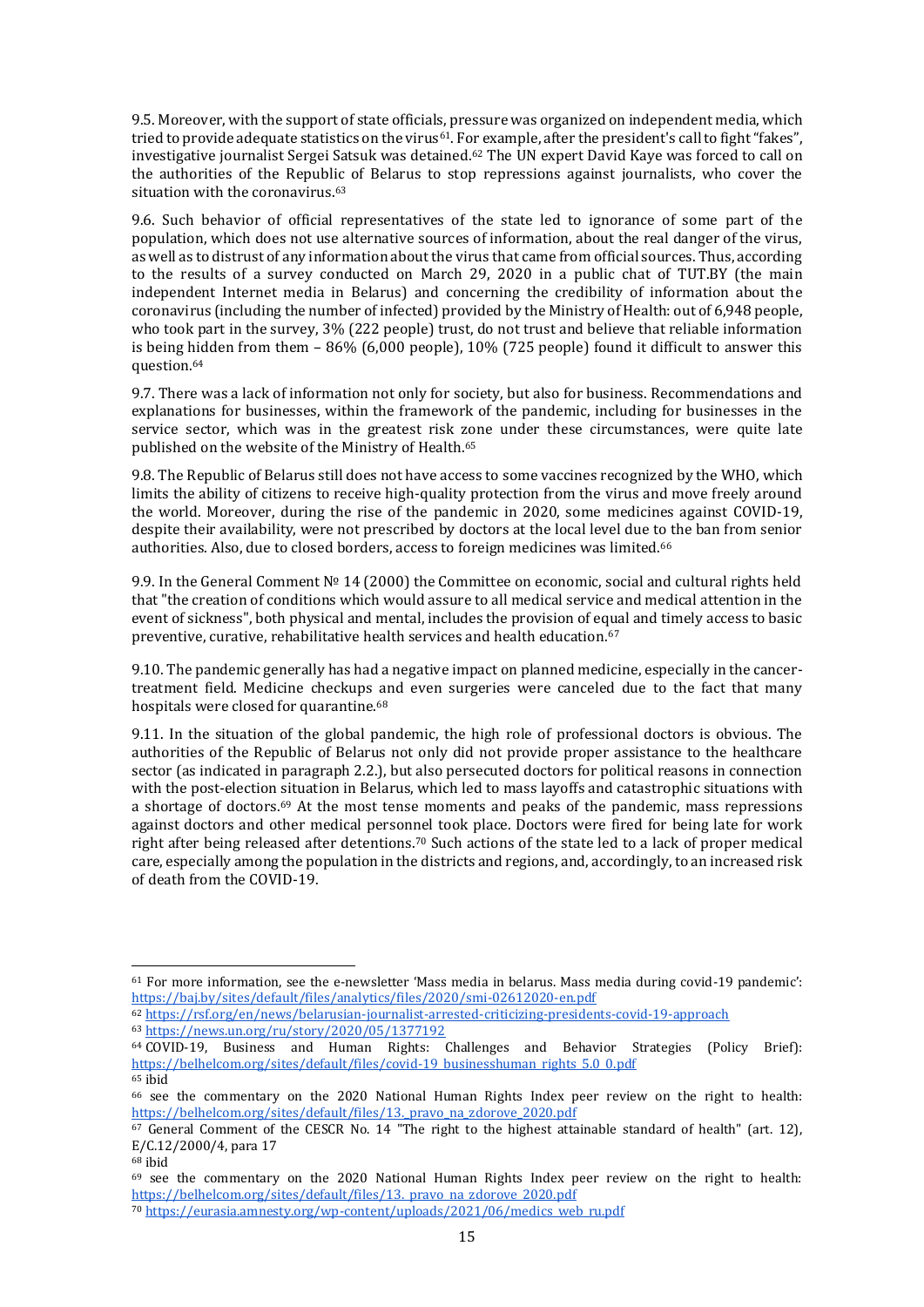9.5. Moreover, with the support of state officials, pressure was organized on independent media, which tried to provide adequate statistics on the virus[61]. For example, after the president's call to fight "fakes", investigative journalist Sergei Satsuk was detained.[62] The UN expert David Kaye was forced to call on the authorities of the Republic of Belarus to stop repressions against journalists, who cover the situation with the coronavirus.[63]

9.6. Such behavior of official representatives of the state led to ignorance of some part of the population, which does not use alternative sources of information, about the real danger of the virus, as well as to distrust of any information about the virus that came from official sources. Thus, according to the results of a survey conducted on March 29, 2020 in a public chat of TUT.BY (the main independent Internet media in Belarus) and concerning the credibility of information about the coronavirus (including the number of infected) provided by the Ministry of Health: out of 6,948 people, who took part in the survey, 3% (222 people) trust, do not trust and believe that reliable information is being hidden from them – 86% (6,000 people), 10% (725 people) found it difficult to answer this question.[64]

9.7. There was a lack of information not only for society, but also for business. Recommendations and explanations for businesses, within the framework of the pandemic, including for businesses in the service sector, which was in the greatest risk zone under these circumstances, were quite late published on the website of the Ministry of Health.[65]

9.8. The Republic of Belarus still does not have access to some vaccines recognized by the WHO, which limits the ability of citizens to receive high-quality protection from the virus and move freely around the world. Moreover, during the rise of the pandemic in 2020, some medicines against COVID-19, despite their availability, were not prescribed by doctors at the local level due to the ban from senior authorities. Also, due to closed borders, access to foreign medicines was limited.[66]

9.9. In the General Comment № 14 (2000) the Committee on economic, social and cultural rights held that "the creation of conditions which would assure to all medical service and medical attention in the event of sickness", both physical and mental, includes the provision of equal and timely access to basic preventive, curative, rehabilitative health services and health education.[67]

9.10. The pandemic generally has had a negative impact on planned medicine, especially in the cancer-treatment field. Medicine checkups and even surgeries were canceled due to the fact that many hospitals were closed for quarantine.[68]

9.11. In the situation of the global pandemic, the high role of professional doctors is obvious. The authorities of the Republic of Belarus not only did not provide proper assistance to the healthcare sector (as indicated in paragraph 2.2.), but also persecuted doctors for political reasons in connection with the post-election situation in Belarus, which led to mass layoffs and catastrophic situations with a shortage of doctors.[69] At the most tense moments and peaks of the pandemic, mass repressions against doctors and other medical personnel took place. Doctors were fired for being late for work right after being released after detentions.[70] Such actions of the state led to a lack of proper medical care, especially among the population in the districts and regions, and, accordingly, to an increased risk of death from the COVID-19.

---

[61] For more information, see the e-newsletter 'Mass media in belarus. Mass media during covid-19 pandemic': https://baj.by/sites/default/files/analytics/files/2020/smi-02612020-en.pdf

[62] https://rsf.org/en/news/belarusian-journalist-arrested-criticizing-presidents-covid-19-approach

[63] https://news.un.org/ru/story/2020/05/1377192

[64] COVID-19, Business and Human Rights: Challenges and Behavior Strategies (Policy Brief): https://belhelcom.org/sites/default/files/covid-19_businesshuman_rights_5.0_0.pdf

[65] ibid

[66] see the commentary on the 2020 National Human Rights Index peer review on the right to health: https://belhelcom.org/sites/default/files/13._pravo_na_zdorove_2020.pdf

[67] General Comment of the CESCR No. 14 "The right to the highest attainable standard of health" (art. 12), E/C.12/2000/4, para 17

[68] ibid

[69] see the commentary on the 2020 National Human Rights Index peer review on the right to health: https://belhelcom.org/sites/default/files/13._pravo_na_zdorove_2020.pdf

[70] https://eurasia.amnesty.org/wp-content/uploads/2021/06/medics_web_ru.pdf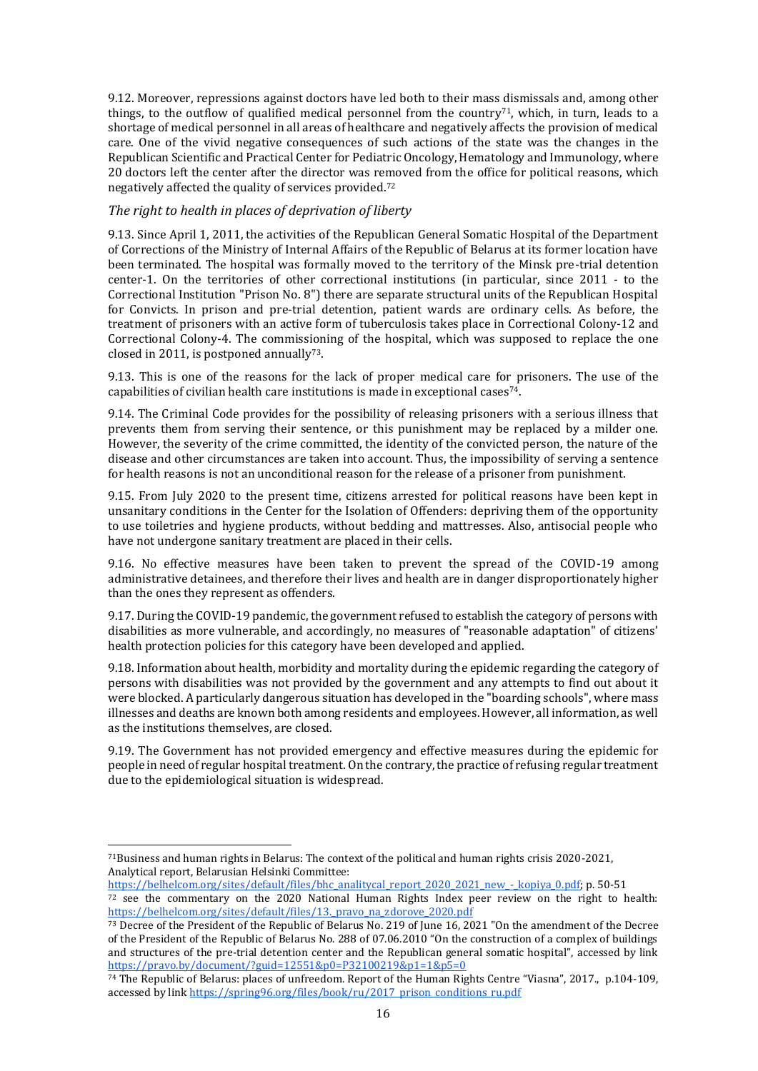9.12. Moreover, repressions against doctors have led both to their mass dismissals and, among other things, to the outflow of qualified medical personnel from the country[71], which, in turn, leads to a shortage of medical personnel in all areas of healthcare and negatively affects the provision of medical care. One of the vivid negative consequences of such actions of the state was the changes in the Republican Scientific and Practical Center for Pediatric Oncology, Hematology and Immunology, where 20 doctors left the center after the director was removed from the office for political reasons, which negatively affected the quality of services provided.[72]

*The right to health in places of deprivation of liberty*

9.13. Since April 1, 2011, the activities of the Republican General Somatic Hospital of the Department of Corrections of the Ministry of Internal Affairs of the Republic of Belarus at its former location have been terminated. The hospital was formally moved to the territory of the Minsk pre-trial detention center-1. On the territories of other correctional institutions (in particular, since 2011 - to the Correctional Institution "Prison No. 8") there are separate structural units of the Republican Hospital for Convicts. In prison and pre-trial detention, patient wards are ordinary cells. As before, the treatment of prisoners with an active form of tuberculosis takes place in Correctional Colony-12 and Correctional Colony-4. The commissioning of the hospital, which was supposed to replace the one closed in 2011, is postponed annually[73].

9.13. This is one of the reasons for the lack of proper medical care for prisoners. The use of the capabilities of civilian health care institutions is made in exceptional cases[74].

9.14. The Criminal Code provides for the possibility of releasing prisoners with a serious illness that prevents them from serving their sentence, or this punishment may be replaced by a milder one. However, the severity of the crime committed, the identity of the convicted person, the nature of the disease and other circumstances are taken into account. Thus, the impossibility of serving a sentence for health reasons is not an unconditional reason for the release of a prisoner from punishment.

9.15. From July 2020 to the present time, citizens arrested for political reasons have been kept in unsanitary conditions in the Center for the Isolation of Offenders: depriving them of the opportunity to use toiletries and hygiene products, without bedding and mattresses. Also, antisocial people who have not undergone sanitary treatment are placed in their cells.

9.16. No effective measures have been taken to prevent the spread of the COVID-19 among administrative detainees, and therefore their lives and health are in danger disproportionately higher than the ones they represent as offenders.

9.17. During the COVID-19 pandemic, the government refused to establish the category of persons with disabilities as more vulnerable, and accordingly, no measures of "reasonable adaptation" of citizens' health protection policies for this category have been developed and applied.

9.18. Information about health, morbidity and mortality during the epidemic regarding the category of persons with disabilities was not provided by the government and any attempts to find out about it were blocked. A particularly dangerous situation has developed in the "boarding schools", where mass illnesses and deaths are known both among residents and employees. However, all information, as well as the institutions themselves, are closed.

9.19. The Government has not provided emergency and effective measures during the epidemic for people in need of regular hospital treatment. On the contrary, the practice of refusing regular treatment due to the epidemiological situation is widespread.

---

[71] Business and human rights in Belarus: The context of the political and human rights crisis 2020-2021, Analytical report, Belarusian Helsinki Committee: https://belhelcom.org/sites/default/files/bhc_analitycal_report_2020_2021_new_-_kopiya_0.pdf; p. 50-51

[72] see the commentary on the 2020 National Human Rights Index peer review on the right to health: https://belhelcom.org/sites/default/files/13._pravo_na_zdorove_2020.pdf

[73] Decree of the President of the Republic of Belarus No. 219 of June 16, 2021 "On the amendment of the Decree of the President of the Republic of Belarus No. 288 of 07.06.2010 "On the construction of a complex of buildings and structures of the pre-trial detention center and the Republican general somatic hospital", accessed by link https://pravo.by/document/?guid=12551&p0=P32100219&p1=1&p5=0

[74] The Republic of Belarus: places of unfreedom. Report of the Human Rights Centre "Viasna", 2017., p.104-109, accessed by link https://spring96.org/files/book/ru/2017_prison_conditions_ru.pdf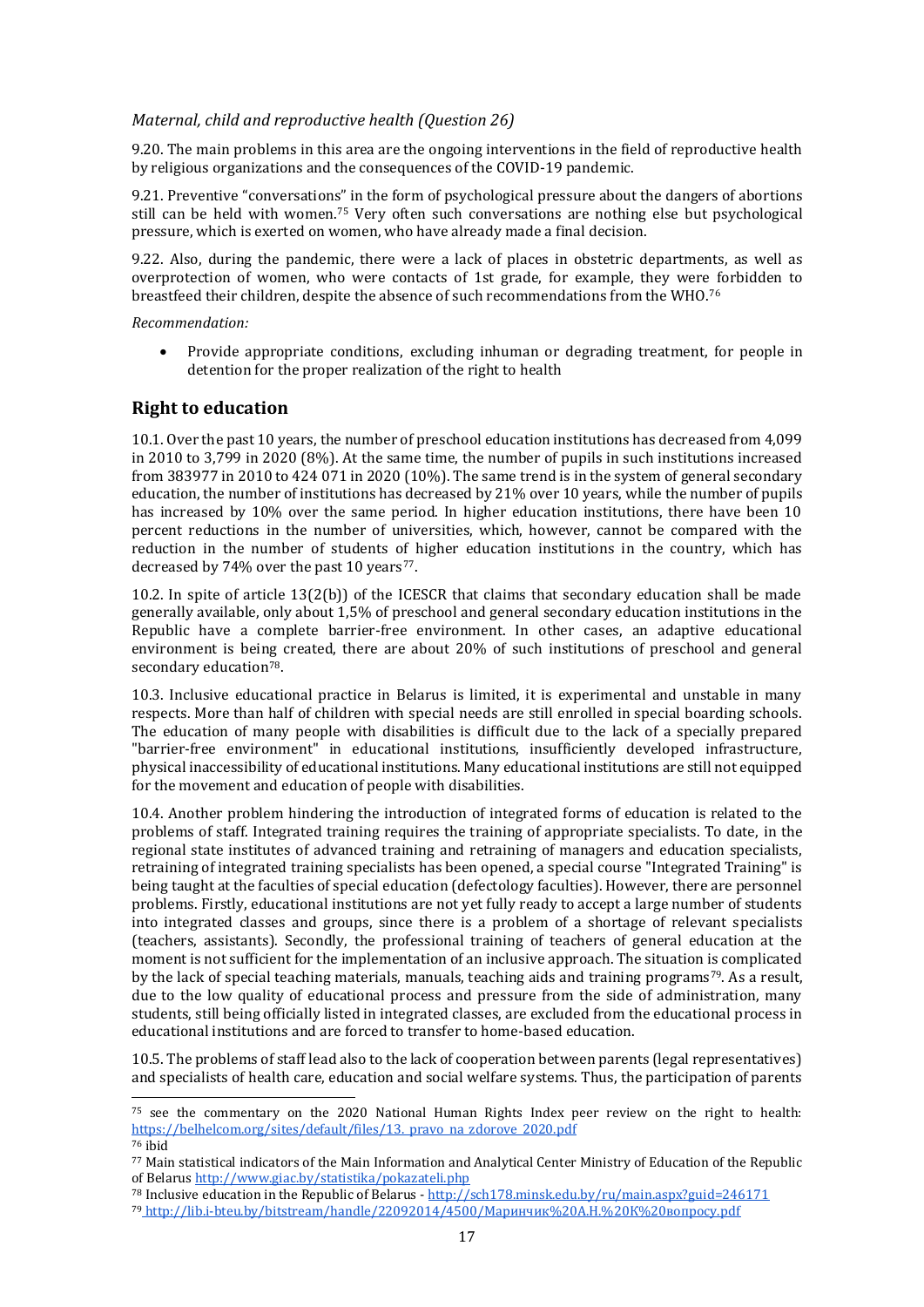*Maternal, child and reproductive health (Question 26)*

9.20. The main problems in this area are the ongoing interventions in the field of reproductive health by religious organizations and the consequences of the COVID-19 pandemic.

9.21. Preventive "conversations" in the form of psychological pressure about the dangers of abortions still can be held with women.[75] Very often such conversations are nothing else but psychological pressure, which is exerted on women, who have already made a final decision.

9.22. Also, during the pandemic, there were a lack of places in obstetric departments, as well as overprotection of women, who were contacts of 1st grade, for example, they were forbidden to breastfeed their children, despite the absence of such recommendations from the WHO.[76]

*Recommendation:*

- Provide appropriate conditions, excluding inhuman or degrading treatment, for people in detention for the proper realization of the right to health

## Right to education

10.1. Over the past 10 years, the number of preschool education institutions has decreased from 4,099 in 2010 to 3,799 in 2020 (8%). At the same time, the number of pupils in such institutions increased from 383977 in 2010 to 424 071 in 2020 (10%). The same trend is in the system of general secondary education, the number of institutions has decreased by 21% over 10 years, while the number of pupils has increased by 10% over the same period. In higher education institutions, there have been 10 percent reductions in the number of universities, which, however, cannot be compared with the reduction in the number of students of higher education institutions in the country, which has decreased by 74% over the past 10 years[77].

10.2. In spite of article 13(2(b)) of the ICESCR that claims that secondary education shall be made generally available, only about 1,5% of preschool and general secondary education institutions in the Republic have a complete barrier-free environment. In other cases, an adaptive educational environment is being created, there are about 20% of such institutions of preschool and general secondary education[78].

10.3. Inclusive educational practice in Belarus is limited, it is experimental and unstable in many respects. More than half of children with special needs are still enrolled in special boarding schools. The education of many people with disabilities is difficult due to the lack of a specially prepared "barrier-free environment" in educational institutions, insufficiently developed infrastructure, physical inaccessibility of educational institutions. Many educational institutions are still not equipped for the movement and education of people with disabilities.

10.4. Another problem hindering the introduction of integrated forms of education is related to the problems of staff. Integrated training requires the training of appropriate specialists. To date, in the regional state institutes of advanced training and retraining of managers and education specialists, retraining of integrated training specialists has been opened, a special course "Integrated Training" is being taught at the faculties of special education (defectology faculties). However, there are personnel problems. Firstly, educational institutions are not yet fully ready to accept a large number of students into integrated classes and groups, since there is a problem of a shortage of relevant specialists (teachers, assistants). Secondly, the professional training of teachers of general education at the moment is not sufficient for the implementation of an inclusive approach. The situation is complicated by the lack of special teaching materials, manuals, teaching aids and training programs[79]. As a result, due to the low quality of educational process and pressure from the side of administration, many students, still being officially listed in integrated classes, are excluded from the educational process in educational institutions and are forced to transfer to home-based education.

10.5. The problems of staff lead also to the lack of cooperation between parents (legal representatives) and specialists of health care, education and social welfare systems. Thus, the participation of parents

---

[75] see the commentary on the 2020 National Human Rights Index peer review on the right to health: https://belhelcom.org/sites/default/files/13._pravo_na_zdorove_2020.pdf

[76] ibid

[77] Main statistical indicators of the Main Information and Analytical Center Ministry of Education of the Republic of Belarus http://www.giac.by/statistika/pokazateli.php

[78] Inclusive education in the Republic of Belarus - http://sch178.minsk.edu.by/ru/main.aspx?guid=246171

[79] http://lib.i-bteu.by/bitstream/handle/22092014/4500/Маринчик%20А.Н.%20К%20вопросу.pdf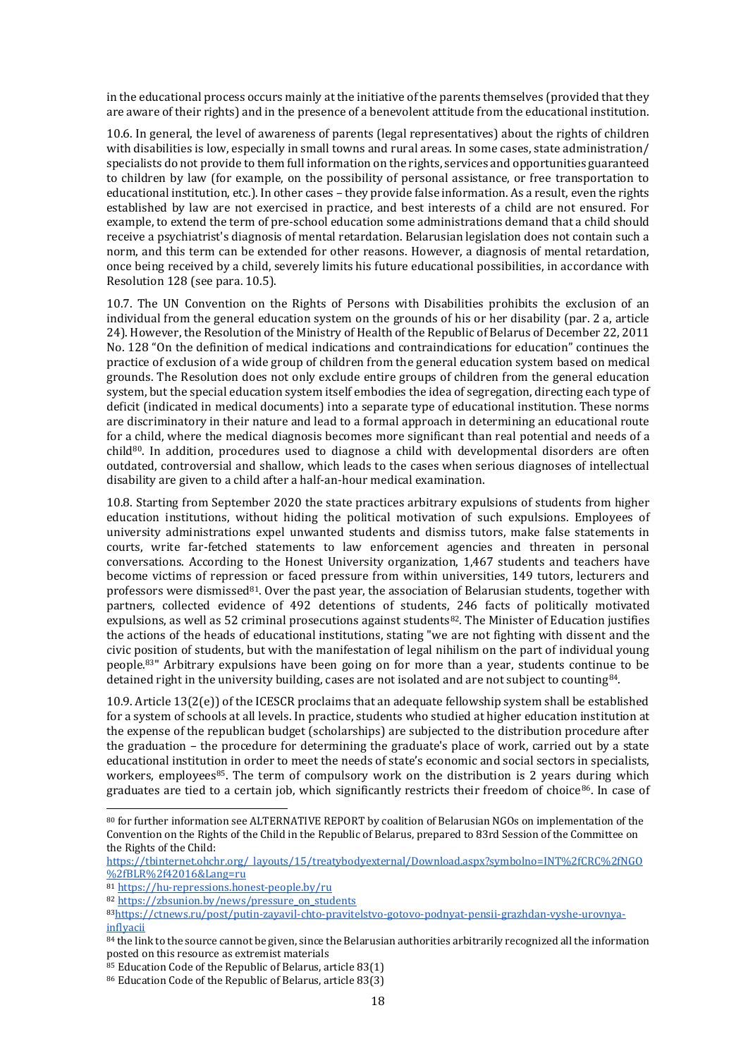in the educational process occurs mainly at the initiative of the parents themselves (provided that they are aware of their rights) and in the presence of a benevolent attitude from the educational institution.

10.6. In general, the level of awareness of parents (legal representatives) about the rights of children with disabilities is low, especially in small towns and rural areas. In some cases, state administration/ specialists do not provide to them full information on the rights, services and opportunities guaranteed to children by law (for example, on the possibility of personal assistance, or free transportation to educational institution, etc.). In other cases – they provide false information. As a result, even the rights established by law are not exercised in practice, and best interests of a child are not ensured. For example, to extend the term of pre-school education some administrations demand that a child should receive a psychiatrist's diagnosis of mental retardation. Belarusian legislation does not contain such a norm, and this term can be extended for other reasons. However, a diagnosis of mental retardation, once being received by a child, severely limits his future educational possibilities, in accordance with Resolution 128 (see para. 10.5).

10.7. The UN Convention on the Rights of Persons with Disabilities prohibits the exclusion of an individual from the general education system on the grounds of his or her disability (par. 2 a, article 24). However, the Resolution of the Ministry of Health of the Republic of Belarus of December 22, 2011 No. 128 "On the definition of medical indications and contraindications for education" continues the practice of exclusion of a wide group of children from the general education system based on medical grounds. The Resolution does not only exclude entire groups of children from the general education system, but the special education system itself embodies the idea of segregation, directing each type of deficit (indicated in medical documents) into a separate type of educational institution. These norms are discriminatory in their nature and lead to a formal approach in determining an educational route for a child, where the medical diagnosis becomes more significant than real potential and needs of a child[80]. In addition, procedures used to diagnose a child with developmental disorders are often outdated, controversial and shallow, which leads to the cases when serious diagnoses of intellectual disability are given to a child after a half-an-hour medical examination.

10.8. Starting from September 2020 the state practices arbitrary expulsions of students from higher education institutions, without hiding the political motivation of such expulsions. Employees of university administrations expel unwanted students and dismiss tutors, make false statements in courts, write far-fetched statements to law enforcement agencies and threaten in personal conversations. According to the Honest University organization, 1,467 students and teachers have become victims of repression or faced pressure from within universities, 149 tutors, lecturers and professors were dismissed[81]. Over the past year, the association of Belarusian students, together with partners, collected evidence of 492 detentions of students, 246 facts of politically motivated expulsions, as well as 52 criminal prosecutions against students[82]. The Minister of Education justifies the actions of the heads of educational institutions, stating "we are not fighting with dissent and the civic position of students, but with the manifestation of legal nihilism on the part of individual young people.[83]" Arbitrary expulsions have been going on for more than a year, students continue to be detained right in the university building, cases are not isolated and are not subject to counting[84].

10.9. Article 13(2(e)) of the ICESCR proclaims that an adequate fellowship system shall be established for a system of schools at all levels. In practice, students who studied at higher education institution at the expense of the republican budget (scholarships) are subjected to the distribution procedure after the graduation – the procedure for determining the graduate's place of work, carried out by a state educational institution in order to meet the needs of state's economic and social sectors in specialists, workers, employees[85]. The term of compulsory work on the distribution is 2 years during which graduates are tied to a certain job, which significantly restricts their freedom of choice[86]. In case of

---

[80] for further information see ALTERNATIVE REPORT by coalition of Belarusian NGOs on implementation of the Convention on the Rights of the Child in the Republic of Belarus, prepared to 83rd Session of the Committee on the Rights of the Child: https://tbinternet.ohchr.org/_layouts/15/treatybodyexternal/Download.aspx?symbolno=INT%2fCRC%2fNGO%2fBLR%2f42016&Lang=ru

[81] https://hu-repressions.honest-people.by/ru

[82] https://zbsunion.by/news/pressure_on_students

[83] https://ctnews.ru/post/putin-zayavil-chto-pravitelstvo-gotovo-podnyat-pensii-grazhdan-vyshe-urovnya-inflyacii

[84] the link to the source cannot be given, since the Belarusian authorities arbitrarily recognized all the information posted on this resource as extremist materials

[85] Education Code of the Republic of Belarus, article 83(1)

[86] Education Code of the Republic of Belarus, article 83(3)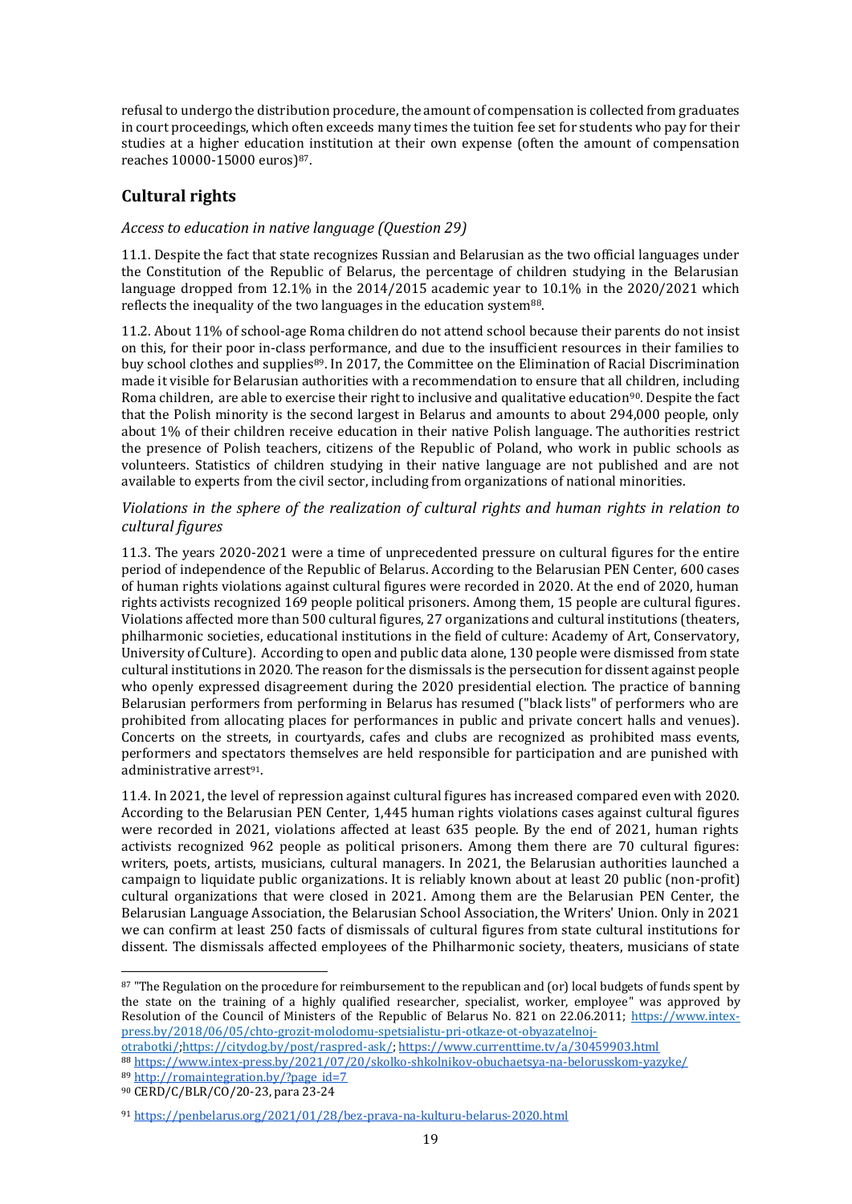refusal to undergo the distribution procedure, the amount of compensation is collected from graduates in court proceedings, which often exceeds many times the tuition fee set for students who pay for their studies at a higher education institution at their own expense (often the amount of compensation reaches 10000-15000 euros)[87].

## Cultural rights

### *Access to education in native language (Question 29)*

11.1. Despite the fact that state recognizes Russian and Belarusian as the two official languages under the Constitution of the Republic of Belarus, the percentage of children studying in the Belarusian language dropped from 12.1% in the 2014/2015 academic year to 10.1% in the 2020/2021 which reflects the inequality of the two languages in the education system[88].

11.2. About 11% of school-age Roma children do not attend school because their parents do not insist on this, for their poor in-class performance, and due to the insufficient resources in their families to buy school clothes and supplies[89]. In 2017, the Committee on the Elimination of Racial Discrimination made it visible for Belarusian authorities with a recommendation to ensure that all children, including Roma children, are able to exercise their right to inclusive and qualitative education[90]. Despite the fact that the Polish minority is the second largest in Belarus and amounts to about 294,000 people, only about 1% of their children receive education in their native Polish language. The authorities restrict the presence of Polish teachers, citizens of the Republic of Poland, who work in public schools as volunteers. Statistics of children studying in their native language are not published and are not available to experts from the civil sector, including from organizations of national minorities.

### *Violations in the sphere of the realization of cultural rights and human rights in relation to cultural figures*

11.3. The years 2020-2021 were a time of unprecedented pressure on cultural figures for the entire period of independence of the Republic of Belarus. According to the Belarusian PEN Center, 600 cases of human rights violations against cultural figures were recorded in 2020. At the end of 2020, human rights activists recognized 169 people political prisoners. Among them, 15 people are cultural figures. Violations affected more than 500 cultural figures, 27 organizations and cultural institutions (theaters, philharmonic societies, educational institutions in the field of culture: Academy of Art, Conservatory, University of Culture). According to open and public data alone, 130 people were dismissed from state cultural institutions in 2020. The reason for the dismissals is the persecution for dissent against people who openly expressed disagreement during the 2020 presidential election. The practice of banning Belarusian performers from performing in Belarus has resumed ("black lists" of performers who are prohibited from allocating places for performances in public and private concert halls and venues). Concerts on the streets, in courtyards, cafes and clubs are recognized as prohibited mass events, performers and spectators themselves are held responsible for participation and are punished with administrative arrest[91].

11.4. In 2021, the level of repression against cultural figures has increased compared even with 2020. According to the Belarusian PEN Center, 1,445 human rights violations cases against cultural figures were recorded in 2021, violations affected at least 635 people. By the end of 2021, human rights activists recognized 962 people as political prisoners. Among them there are 70 cultural figures: writers, poets, artists, musicians, cultural managers. In 2021, the Belarusian authorities launched a campaign to liquidate public organizations. It is reliably known about at least 20 public (non-profit) cultural organizations that were closed in 2021. Among them are the Belarusian PEN Center, the Belarusian Language Association, the Belarusian School Association, the Writers' Union. Only in 2021 we can confirm at least 250 facts of dismissals of cultural figures from state cultural institutions for dissent. The dismissals affected employees of the Philharmonic society, theaters, musicians of state

---

[87] "The Regulation on the procedure for reimbursement to the republican and (or) local budgets of funds spent by the state on the training of a highly qualified researcher, specialist, worker, employee" was approved by Resolution of the Council of Ministers of the Republic of Belarus No. 821 on 22.06.2011; https://www.intex-press.by/2018/06/05/chto-grozit-molodomu-spetsialistu-pri-otkaze-ot-obyazatelnoj-otrabotki/;https://citydog.by/post/raspred-ask/; https://www.currenttime.tv/a/30459903.html

[88] https://www.intex-press.by/2021/07/20/skolko-shkolnikov-obuchaetsya-na-belorusskom-yazyke/

[89] http://romaintegration.by/?page_id=7

[90] CERD/C/BLR/CO/20-23, para 23-24

[91] https://penbelarus.org/2021/01/28/bez-prava-na-kulturu-belarus-2020.html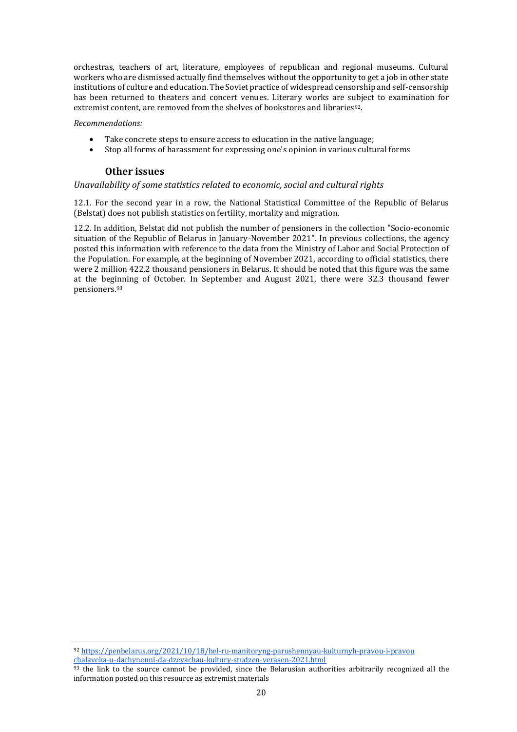orchestras, teachers of art, literature, employees of republican and regional museums. Cultural workers who are dismissed actually find themselves without the opportunity to get a job in other state institutions of culture and education. The Soviet practice of widespread censorship and self-censorship has been returned to theaters and concert venues. Literary works are subject to examination for extremist content, are removed from the shelves of bookstores and libraries[92].

*Recommendations:*

- Take concrete steps to ensure access to education in the native language;
- Stop all forms of harassment for expressing one's opinion in various cultural forms

## Other issues

*Unavailability of some statistics related to economic, social and cultural rights*

12.1. For the second year in a row, the National Statistical Committee of the Republic of Belarus (Belstat) does not publish statistics on fertility, mortality and migration.

12.2. In addition, Belstat did not publish the number of pensioners in the collection "Socio-economic situation of the Republic of Belarus in January-November 2021". In previous collections, the agency posted this information with reference to the data from the Ministry of Labor and Social Protection of the Population. For example, at the beginning of November 2021, according to official statistics, there were 2 million 422.2 thousand pensioners in Belarus. It should be noted that this figure was the same at the beginning of October. In September and August 2021, there were 32.3 thousand fewer pensioners.[93]

---

[92] https://penbelarus.org/2021/10/18/bel-ru-manitoryng-parushennyau-kulturnyh-pravou-i-pravou chalaveka-u-dachynenni-da-dzeyachau-kultury-studzen-verasen-2021.html

[93] the link to the source cannot be provided, since the Belarusian authorities arbitrarily recognized all the information posted on this resource as extremist materials